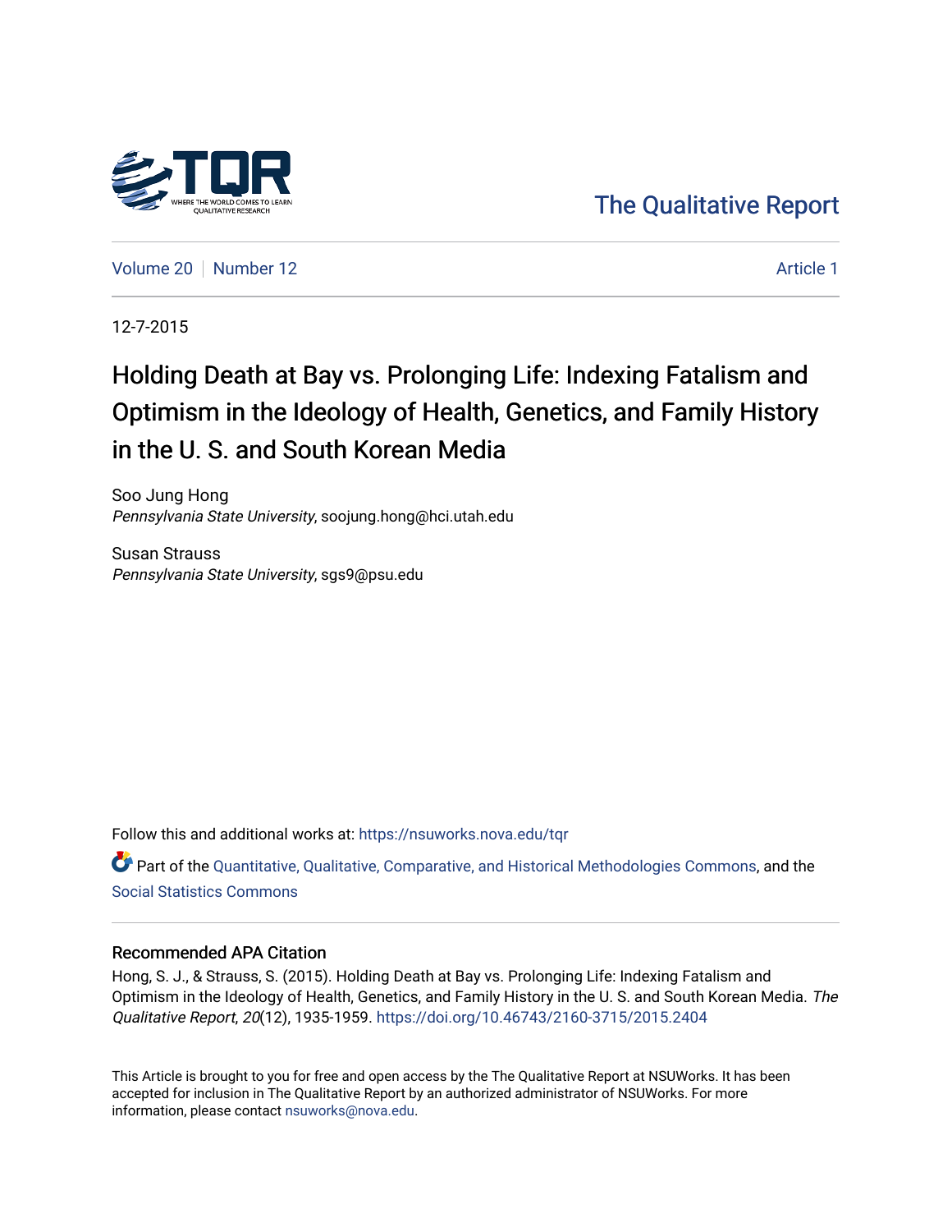The Qualitative Report

Volume 20 | Number 12 | Article 1

12-7-2015

# Holding Death at Bay vs. Prolonging Life: Indexing Fatalism and Optimism in the Ideology of Health, Genetics, and Family History in the U. S. and South Korean Media

Soo Jung Hong
*Pennsylvania State University*, soojung.hong@hci.utah.edu

Susan Strauss
*Pennsylvania State University*, sgs9@psu.edu

Follow this and additional works at: https://nsuworks.nova.edu/tqr

Part of the Quantitative, Qualitative, Comparative, and Historical Methodologies Commons, and the Social Statistics Commons

## Recommended APA Citation

Hong, S. J., & Strauss, S. (2015). Holding Death at Bay vs. Prolonging Life: Indexing Fatalism and Optimism in the Ideology of Health, Genetics, and Family History in the U. S. and South Korean Media. *The Qualitative Report*, *20*(12), 1935-1959. https://doi.org/10.46743/2160-3715/2015.2404

This Article is brought to you for free and open access by the The Qualitative Report at NSUWorks. It has been accepted for inclusion in The Qualitative Report by an authorized administrator of NSUWorks. For more information, please contact nsuworks@nova.edu.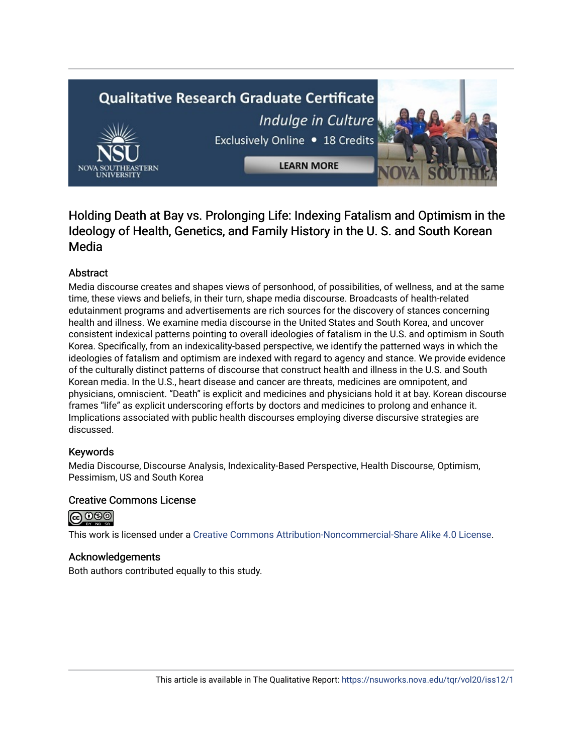# Holding Death at Bay vs. Prolonging Life: Indexing Fatalism and Optimism in the Ideology of Health, Genetics, and Family History in the U. S. and South Korean Media

## Abstract

Media discourse creates and shapes views of personhood, of possibilities, of wellness, and at the same time, these views and beliefs, in their turn, shape media discourse. Broadcasts of health-related edutainment programs and advertisements are rich sources for the discovery of stances concerning health and illness. We examine media discourse in the United States and South Korea, and uncover consistent indexical patterns pointing to overall ideologies of fatalism in the U.S. and optimism in South Korea. Specifically, from an indexicality-based perspective, we identify the patterned ways in which the ideologies of fatalism and optimism are indexed with regard to agency and stance. We provide evidence of the culturally distinct patterns of discourse that construct health and illness in the U.S. and South Korean media. In the U.S., heart disease and cancer are threats, medicines are omnipotent, and physicians, omniscient. "Death" is explicit and medicines and physicians hold it at bay. Korean discourse frames "life" as explicit underscoring efforts by doctors and medicines to prolong and enhance it. Implications associated with public health discourses employing diverse discursive strategies are discussed.

## Keywords

Media Discourse, Discourse Analysis, Indexicality-Based Perspective, Health Discourse, Optimism, Pessimism, US and South Korea

## Creative Commons License

This work is licensed under a Creative Commons Attribution-Noncommercial-Share Alike 4.0 License.

## Acknowledgements

Both authors contributed equally to this study.

This article is available in The Qualitative Report: https://nsuworks.nova.edu/tqr/vol20/iss12/1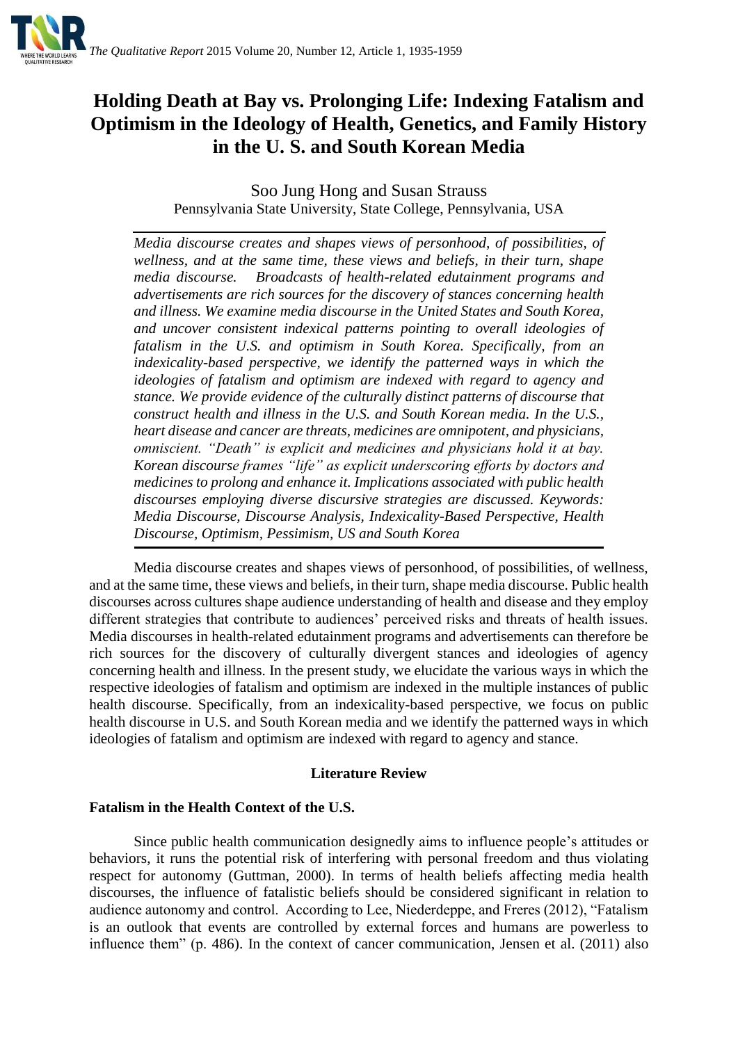# Holding Death at Bay vs. Prolonging Life: Indexing Fatalism and Optimism in the Ideology of Health, Genetics, and Family History in the U. S. and South Korean Media

Soo Jung Hong and Susan Strauss
Pennsylvania State University, State College, Pennsylvania, USA

*Media discourse creates and shapes views of personhood, of possibilities, of wellness, and at the same time, these views and beliefs, in their turn, shape media discourse. Broadcasts of health-related edutainment programs and advertisements are rich sources for the discovery of stances concerning health and illness. We examine media discourse in the United States and South Korea, and uncover consistent indexical patterns pointing to overall ideologies of fatalism in the U.S. and optimism in South Korea. Specifically, from an indexicality-based perspective, we identify the patterned ways in which the ideologies of fatalism and optimism are indexed with regard to agency and stance. We provide evidence of the culturally distinct patterns of discourse that construct health and illness in the U.S. and South Korean media. In the U.S., heart disease and cancer are threats, medicines are omnipotent, and physicians, omniscient. "Death" is explicit and medicines and physicians hold it at bay. Korean discourse frames "life" as explicit underscoring efforts by doctors and medicines to prolong and enhance it. Implications associated with public health discourses employing diverse discursive strategies are discussed. Keywords: Media Discourse, Discourse Analysis, Indexicality-Based Perspective, Health Discourse, Optimism, Pessimism, US and South Korea*

Media discourse creates and shapes views of personhood, of possibilities, of wellness, and at the same time, these views and beliefs, in their turn, shape media discourse. Public health discourses across cultures shape audience understanding of health and disease and they employ different strategies that contribute to audiences' perceived risks and threats of health issues. Media discourses in health-related edutainment programs and advertisements can therefore be rich sources for the discovery of culturally divergent stances and ideologies of agency concerning health and illness. In the present study, we elucidate the various ways in which the respective ideologies of fatalism and optimism are indexed in the multiple instances of public health discourse. Specifically, from an indexicality-based perspective, we focus on public health discourse in U.S. and South Korean media and we identify the patterned ways in which ideologies of fatalism and optimism are indexed with regard to agency and stance.

## Literature Review

### Fatalism in the Health Context of the U.S.

Since public health communication designedly aims to influence people's attitudes or behaviors, it runs the potential risk of interfering with personal freedom and thus violating respect for autonomy (Guttman, 2000). In terms of health beliefs affecting media health discourses, the influence of fatalistic beliefs should be considered significant in relation to audience autonomy and control. According to Lee, Niederdeppe, and Freres (2012), "Fatalism is an outlook that events are controlled by external forces and humans are powerless to influence them" (p. 486). In the context of cancer communication, Jensen et al. (2011) also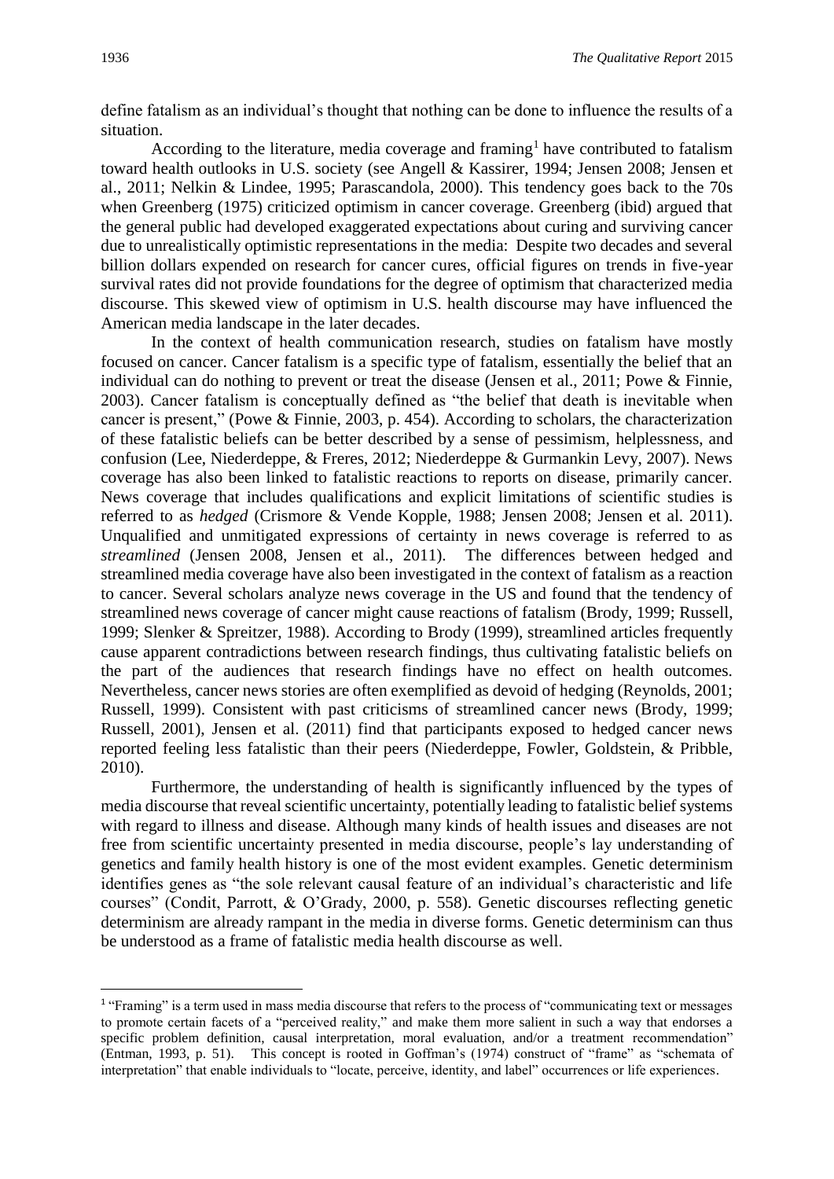define fatalism as an individual's thought that nothing can be done to influence the results of a situation.

According to the literature, media coverage and framing[1] have contributed to fatalism toward health outlooks in U.S. society (see Angell & Kassirer, 1994; Jensen 2008; Jensen et al., 2011; Nelkin & Lindee, 1995; Parascandola, 2000). This tendency goes back to the 70s when Greenberg (1975) criticized optimism in cancer coverage. Greenberg (ibid) argued that the general public had developed exaggerated expectations about curing and surviving cancer due to unrealistically optimistic representations in the media: Despite two decades and several billion dollars expended on research for cancer cures, official figures on trends in five-year survival rates did not provide foundations for the degree of optimism that characterized media discourse. This skewed view of optimism in U.S. health discourse may have influenced the American media landscape in the later decades.

In the context of health communication research, studies on fatalism have mostly focused on cancer. Cancer fatalism is a specific type of fatalism, essentially the belief that an individual can do nothing to prevent or treat the disease (Jensen et al., 2011; Powe & Finnie, 2003). Cancer fatalism is conceptually defined as "the belief that death is inevitable when cancer is present," (Powe & Finnie, 2003, p. 454). According to scholars, the characterization of these fatalistic beliefs can be better described by a sense of pessimism, helplessness, and confusion (Lee, Niederdeppe, & Freres, 2012; Niederdeppe & Gurmankin Levy, 2007). News coverage has also been linked to fatalistic reactions to reports on disease, primarily cancer. News coverage that includes qualifications and explicit limitations of scientific studies is referred to as *hedged* (Crismore & Vende Kopple, 1988; Jensen 2008; Jensen et al. 2011). Unqualified and unmitigated expressions of certainty in news coverage is referred to as *streamlined* (Jensen 2008, Jensen et al., 2011). The differences between hedged and streamlined media coverage have also been investigated in the context of fatalism as a reaction to cancer. Several scholars analyze news coverage in the US and found that the tendency of streamlined news coverage of cancer might cause reactions of fatalism (Brody, 1999; Russell, 1999; Slenker & Spreitzer, 1988). According to Brody (1999), streamlined articles frequently cause apparent contradictions between research findings, thus cultivating fatalistic beliefs on the part of the audiences that research findings have no effect on health outcomes. Nevertheless, cancer news stories are often exemplified as devoid of hedging (Reynolds, 2001; Russell, 1999). Consistent with past criticisms of streamlined cancer news (Brody, 1999; Russell, 2001), Jensen et al. (2011) find that participants exposed to hedged cancer news reported feeling less fatalistic than their peers (Niederdeppe, Fowler, Goldstein, & Pribble, 2010).

Furthermore, the understanding of health is significantly influenced by the types of media discourse that reveal scientific uncertainty, potentially leading to fatalistic belief systems with regard to illness and disease. Although many kinds of health issues and diseases are not free from scientific uncertainty presented in media discourse, people's lay understanding of genetics and family health history is one of the most evident examples. Genetic determinism identifies genes as "the sole relevant causal feature of an individual's characteristic and life courses" (Condit, Parrott, & O'Grady, 2000, p. 558). Genetic discourses reflecting genetic determinism are already rampant in the media in diverse forms. Genetic determinism can thus be understood as a frame of fatalistic media health discourse as well.

[1] "Framing" is a term used in mass media discourse that refers to the process of "communicating text or messages to promote certain facets of a "perceived reality," and make them more salient in such a way that endorses a specific problem definition, causal interpretation, moral evaluation, and/or a treatment recommendation" (Entman, 1993, p. 51). This concept is rooted in Goffman's (1974) construct of "frame" as "schemata of interpretation" that enable individuals to "locate, perceive, identity, and label" occurrences or life experiences.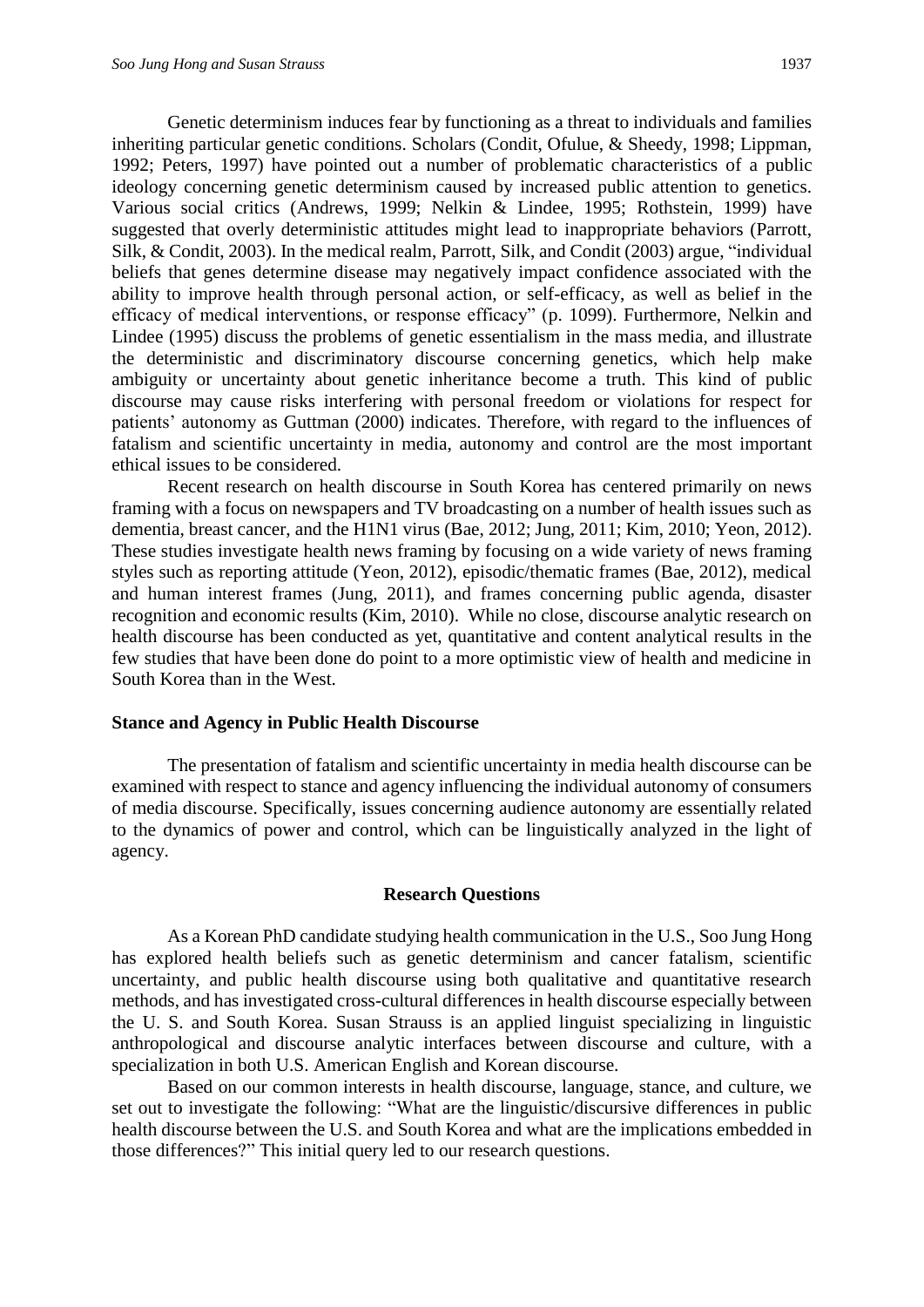Genetic determinism induces fear by functioning as a threat to individuals and families inheriting particular genetic conditions. Scholars (Condit, Ofulue, & Sheedy, 1998; Lippman, 1992; Peters, 1997) have pointed out a number of problematic characteristics of a public ideology concerning genetic determinism caused by increased public attention to genetics. Various social critics (Andrews, 1999; Nelkin & Lindee, 1995; Rothstein, 1999) have suggested that overly deterministic attitudes might lead to inappropriate behaviors (Parrott, Silk, & Condit, 2003). In the medical realm, Parrott, Silk, and Condit (2003) argue, "individual beliefs that genes determine disease may negatively impact confidence associated with the ability to improve health through personal action, or self-efficacy, as well as belief in the efficacy of medical interventions, or response efficacy" (p. 1099). Furthermore, Nelkin and Lindee (1995) discuss the problems of genetic essentialism in the mass media, and illustrate the deterministic and discriminatory discourse concerning genetics, which help make ambiguity or uncertainty about genetic inheritance become a truth. This kind of public discourse may cause risks interfering with personal freedom or violations for respect for patients' autonomy as Guttman (2000) indicates. Therefore, with regard to the influences of fatalism and scientific uncertainty in media, autonomy and control are the most important ethical issues to be considered.

Recent research on health discourse in South Korea has centered primarily on news framing with a focus on newspapers and TV broadcasting on a number of health issues such as dementia, breast cancer, and the H1N1 virus (Bae, 2012; Jung, 2011; Kim, 2010; Yeon, 2012). These studies investigate health news framing by focusing on a wide variety of news framing styles such as reporting attitude (Yeon, 2012), episodic/thematic frames (Bae, 2012), medical and human interest frames (Jung, 2011), and frames concerning public agenda, disaster recognition and economic results (Kim, 2010). While no close, discourse analytic research on health discourse has been conducted as yet, quantitative and content analytical results in the few studies that have been done do point to a more optimistic view of health and medicine in South Korea than in the West.

### Stance and Agency in Public Health Discourse

The presentation of fatalism and scientific uncertainty in media health discourse can be examined with respect to stance and agency influencing the individual autonomy of consumers of media discourse. Specifically, issues concerning audience autonomy are essentially related to the dynamics of power and control, which can be linguistically analyzed in the light of agency.

## Research Questions

As a Korean PhD candidate studying health communication in the U.S., Soo Jung Hong has explored health beliefs such as genetic determinism and cancer fatalism, scientific uncertainty, and public health discourse using both qualitative and quantitative research methods, and has investigated cross-cultural differences in health discourse especially between the U. S. and South Korea. Susan Strauss is an applied linguist specializing in linguistic anthropological and discourse analytic interfaces between discourse and culture, with a specialization in both U.S. American English and Korean discourse.

Based on our common interests in health discourse, language, stance, and culture, we set out to investigate the following: "What are the linguistic/discursive differences in public health discourse between the U.S. and South Korea and what are the implications embedded in those differences?" This initial query led to our research questions.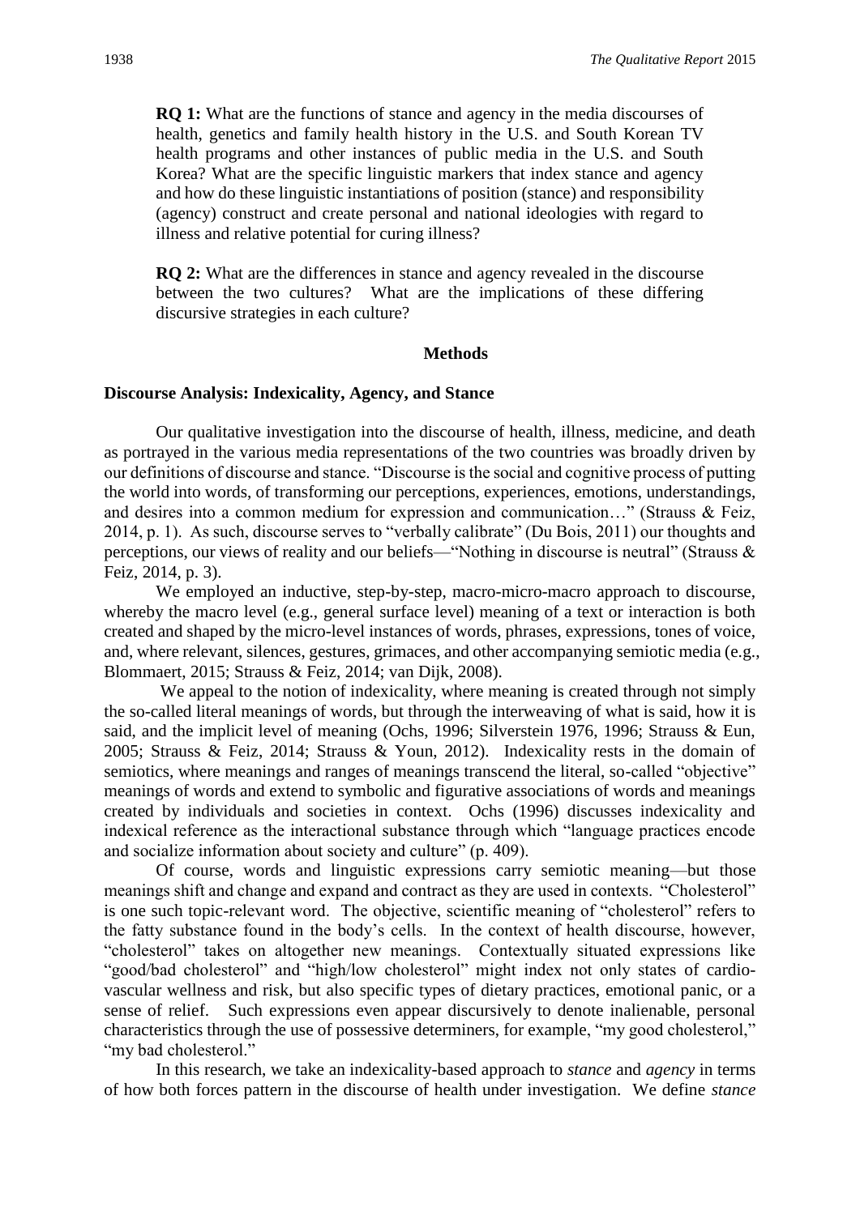**RQ 1:** What are the functions of stance and agency in the media discourses of health, genetics and family health history in the U.S. and South Korean TV health programs and other instances of public media in the U.S. and South Korea? What are the specific linguistic markers that index stance and agency and how do these linguistic instantiations of position (stance) and responsibility (agency) construct and create personal and national ideologies with regard to illness and relative potential for curing illness?

**RQ 2:** What are the differences in stance and agency revealed in the discourse between the two cultures? What are the implications of these differing discursive strategies in each culture?

## Methods

### Discourse Analysis: Indexicality, Agency, and Stance

Our qualitative investigation into the discourse of health, illness, medicine, and death as portrayed in the various media representations of the two countries was broadly driven by our definitions of discourse and stance. "Discourse is the social and cognitive process of putting the world into words, of transforming our perceptions, experiences, emotions, understandings, and desires into a common medium for expression and communication…" (Strauss & Feiz, 2014, p. 1). As such, discourse serves to "verbally calibrate" (Du Bois, 2011) our thoughts and perceptions, our views of reality and our beliefs—"Nothing in discourse is neutral" (Strauss & Feiz, 2014, p. 3).

We employed an inductive, step-by-step, macro-micro-macro approach to discourse, whereby the macro level (e.g., general surface level) meaning of a text or interaction is both created and shaped by the micro-level instances of words, phrases, expressions, tones of voice, and, where relevant, silences, gestures, grimaces, and other accompanying semiotic media (e.g., Blommaert, 2015; Strauss & Feiz, 2014; van Dijk, 2008).

We appeal to the notion of indexicality, where meaning is created through not simply the so-called literal meanings of words, but through the interweaving of what is said, how it is said, and the implicit level of meaning (Ochs, 1996; Silverstein 1976, 1996; Strauss & Eun, 2005; Strauss & Feiz, 2014; Strauss & Youn, 2012). Indexicality rests in the domain of semiotics, where meanings and ranges of meanings transcend the literal, so-called "objective" meanings of words and extend to symbolic and figurative associations of words and meanings created by individuals and societies in context. Ochs (1996) discusses indexicality and indexical reference as the interactional substance through which "language practices encode and socialize information about society and culture" (p. 409).

Of course, words and linguistic expressions carry semiotic meaning—but those meanings shift and change and expand and contract as they are used in contexts. "Cholesterol" is one such topic-relevant word. The objective, scientific meaning of "cholesterol" refers to the fatty substance found in the body's cells. In the context of health discourse, however, "cholesterol" takes on altogether new meanings. Contextually situated expressions like "good/bad cholesterol" and "high/low cholesterol" might index not only states of cardio-vascular wellness and risk, but also specific types of dietary practices, emotional panic, or a sense of relief. Such expressions even appear discursively to denote inalienable, personal characteristics through the use of possessive determiners, for example, "my good cholesterol," "my bad cholesterol."

In this research, we take an indexicality-based approach to *stance* and *agency* in terms of how both forces pattern in the discourse of health under investigation. We define *stance*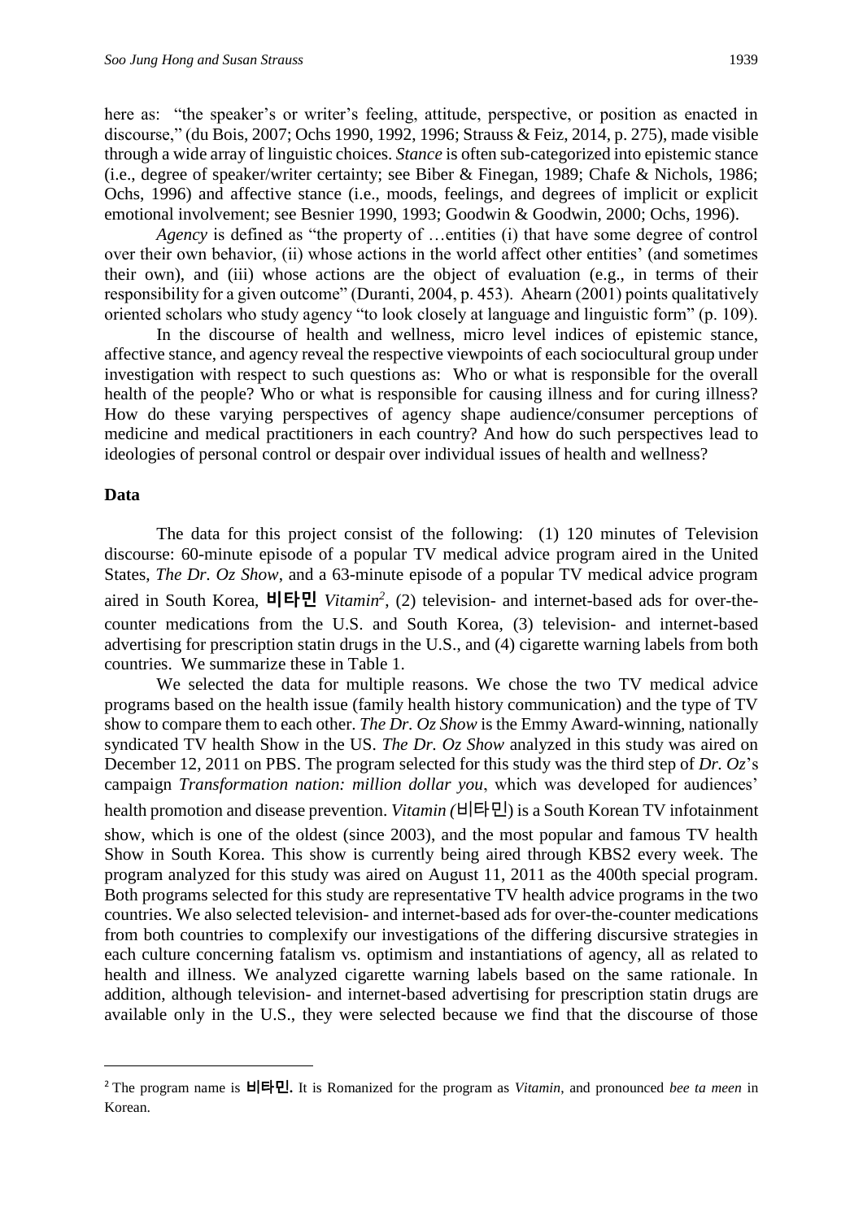here as: "the speaker's or writer's feeling, attitude, perspective, or position as enacted in discourse," (du Bois, 2007; Ochs 1990, 1992, 1996; Strauss & Feiz, 2014, p. 275), made visible through a wide array of linguistic choices. *Stance* is often sub-categorized into epistemic stance (i.e., degree of speaker/writer certainty; see Biber & Finegan, 1989; Chafe & Nichols, 1986; Ochs, 1996) and affective stance (i.e., moods, feelings, and degrees of implicit or explicit emotional involvement; see Besnier 1990, 1993; Goodwin & Goodwin, 2000; Ochs, 1996).

*Agency* is defined as "the property of …entities (i) that have some degree of control over their own behavior, (ii) whose actions in the world affect other entities' (and sometimes their own), and (iii) whose actions are the object of evaluation (e.g., in terms of their responsibility for a given outcome" (Duranti, 2004, p. 453). Ahearn (2001) points qualitatively oriented scholars who study agency "to look closely at language and linguistic form" (p. 109).

In the discourse of health and wellness, micro level indices of epistemic stance, affective stance, and agency reveal the respective viewpoints of each sociocultural group under investigation with respect to such questions as: Who or what is responsible for the overall health of the people? Who or what is responsible for causing illness and for curing illness? How do these varying perspectives of agency shape audience/consumer perceptions of medicine and medical practitioners in each country? And how do such perspectives lead to ideologies of personal control or despair over individual issues of health and wellness?

## Data

The data for this project consist of the following: (1) 120 minutes of Television discourse: 60-minute episode of a popular TV medical advice program aired in the United States, *The Dr. Oz Show*, and a 63-minute episode of a popular TV medical advice program aired in South Korea, **비타민** *Vitamin*[2], (2) television- and internet-based ads for over-the-counter medications from the U.S. and South Korea, (3) television- and internet-based advertising for prescription statin drugs in the U.S., and (4) cigarette warning labels from both countries. We summarize these in Table 1.

We selected the data for multiple reasons. We chose the two TV medical advice programs based on the health issue (family health history communication) and the type of TV show to compare them to each other. *The Dr. Oz Show* is the Emmy Award-winning, nationally syndicated TV health Show in the US. *The Dr. Oz Show* analyzed in this study was aired on December 12, 2011 on PBS. The program selected for this study was the third step of *Dr. Oz*'s campaign *Transformation nation: million dollar you*, which was developed for audiences' health promotion and disease prevention. *Vitamin (*비타민) is a South Korean TV infotainment show, which is one of the oldest (since 2003), and the most popular and famous TV health Show in South Korea. This show is currently being aired through KBS2 every week. The program analyzed for this study was aired on August 11, 2011 as the 400th special program. Both programs selected for this study are representative TV health advice programs in the two countries. We also selected television- and internet-based ads for over-the-counter medications from both countries to complexify our investigations of the differing discursive strategies in each culture concerning fatalism vs. optimism and instantiations of agency, all as related to health and illness. We analyzed cigarette warning labels based on the same rationale. In addition, although television- and internet-based advertising for prescription statin drugs are available only in the U.S., they were selected because we find that the discourse of those

---

[2] The program name is **비타민.** It is Romanized for the program as *Vitamin*, and pronounced *bee ta meen* in Korean.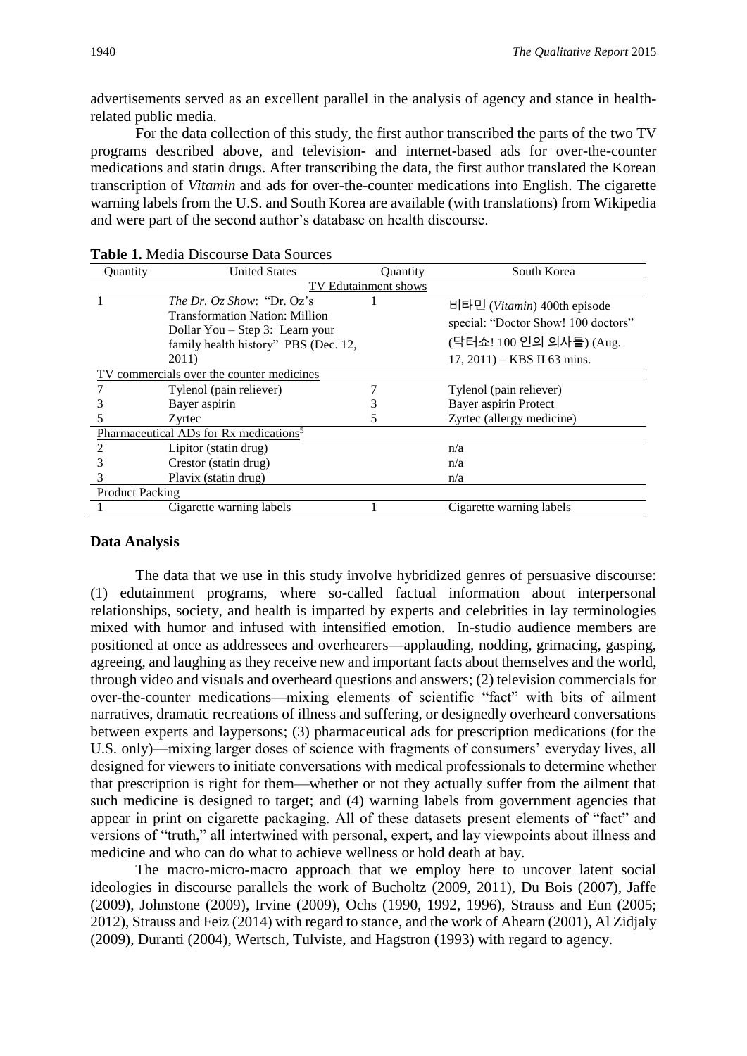advertisements served as an excellent parallel in the analysis of agency and stance in health-related public media.

For the data collection of this study, the first author transcribed the parts of the two TV programs described above, and television- and internet-based ads for over-the-counter medications and statin drugs. After transcribing the data, the first author translated the Korean transcription of *Vitamin* and ads for over-the-counter medications into English. The cigarette warning labels from the U.S. and South Korea are available (with translations) from Wikipedia and were part of the second author's database on health discourse.

**Table 1.** Media Discourse Data Sources

| Quantity | United States | Quantity | South Korea |
|---|---|---|---|
| TV Edutainment shows | | | |
| 1 | *The Dr. Oz Show*: "Dr. Oz's Transformation Nation: Million Dollar You – Step 3: Learn your family health history" PBS (Dec. 12, 2011) | 1 | 비타민 (*Vitamin*) 400th episode special: "Doctor Show! 100 doctors" (닥터쇼! 100 인의 의사들) (Aug. 17, 2011) – KBS II 63 mins. |
| TV commercials over the counter medicines | | | |
| 7 | Tylenol (pain reliever) | 7 | Tylenol (pain reliever) |
| 3 | Bayer aspirin | 3 | Bayer aspirin Protect |
| 5 | Zyrtec | 5 | Zyrtec (allergy medicine) |
| Pharmaceutical ADs for Rx medications[5] | | | |
| 2 | Lipitor (statin drug) | | n/a |
| 3 | Crestor (statin drug) | | n/a |
| 3 | Plavix (statin drug) | | n/a |
| Product Packing | | | |
| 1 | Cigarette warning labels | 1 | Cigarette warning labels |

### Data Analysis

The data that we use in this study involve hybridized genres of persuasive discourse: (1) edutainment programs, where so-called factual information about interpersonal relationships, society, and health is imparted by experts and celebrities in lay terminologies mixed with humor and infused with intensified emotion. In-studio audience members are positioned at once as addressees and overhearers—applauding, nodding, grimacing, gasping, agreeing, and laughing as they receive new and important facts about themselves and the world, through video and visuals and overheard questions and answers; (2) television commercials for over-the-counter medications—mixing elements of scientific "fact" with bits of ailment narratives, dramatic recreations of illness and suffering, or designedly overheard conversations between experts and laypersons; (3) pharmaceutical ads for prescription medications (for the U.S. only)—mixing larger doses of science with fragments of consumers' everyday lives, all designed for viewers to initiate conversations with medical professionals to determine whether that prescription is right for them—whether or not they actually suffer from the ailment that such medicine is designed to target; and (4) warning labels from government agencies that appear in print on cigarette packaging. All of these datasets present elements of "fact" and versions of "truth," all intertwined with personal, expert, and lay viewpoints about illness and medicine and who can do what to achieve wellness or hold death at bay.

The macro-micro-macro approach that we employ here to uncover latent social ideologies in discourse parallels the work of Bucholtz (2009, 2011), Du Bois (2007), Jaffe (2009), Johnstone (2009), Irvine (2009), Ochs (1990, 1992, 1996), Strauss and Eun (2005; 2012), Strauss and Feiz (2014) with regard to stance, and the work of Ahearn (2001), Al Zidjaly (2009), Duranti (2004), Wertsch, Tulviste, and Hagstron (1993) with regard to agency.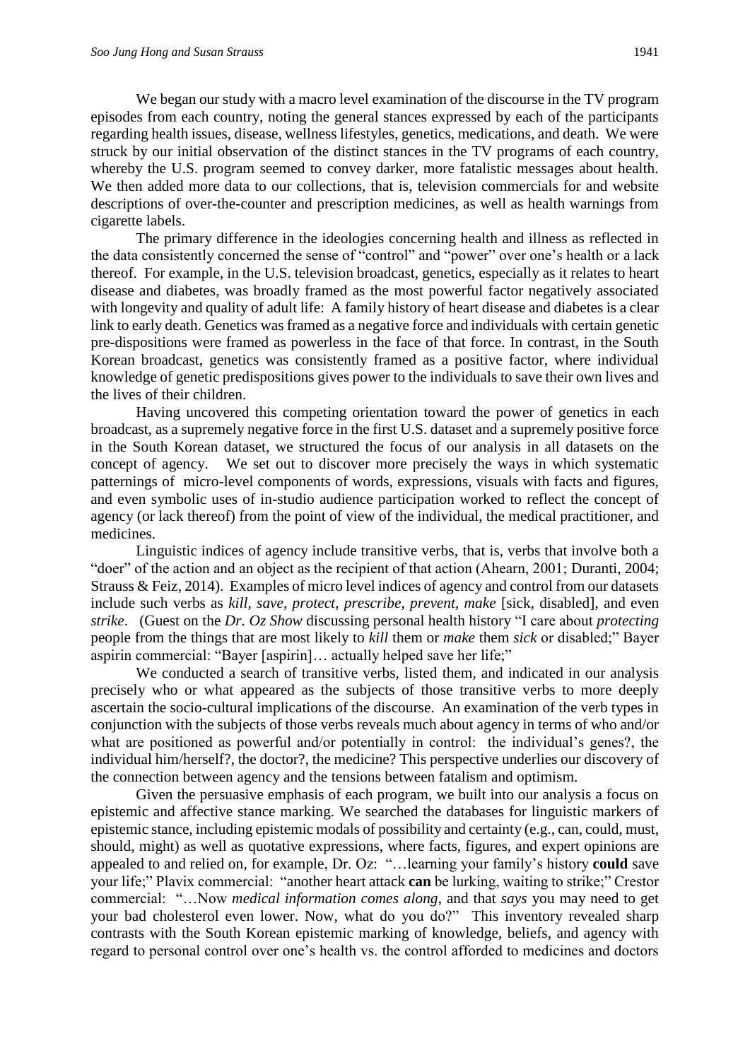We began our study with a macro level examination of the discourse in the TV program episodes from each country, noting the general stances expressed by each of the participants regarding health issues, disease, wellness lifestyles, genetics, medications, and death. We were struck by our initial observation of the distinct stances in the TV programs of each country, whereby the U.S. program seemed to convey darker, more fatalistic messages about health. We then added more data to our collections, that is, television commercials for and website descriptions of over-the-counter and prescription medicines, as well as health warnings from cigarette labels.

The primary difference in the ideologies concerning health and illness as reflected in the data consistently concerned the sense of "control" and "power" over one's health or a lack thereof. For example, in the U.S. television broadcast, genetics, especially as it relates to heart disease and diabetes, was broadly framed as the most powerful factor negatively associated with longevity and quality of adult life: A family history of heart disease and diabetes is a clear link to early death. Genetics was framed as a negative force and individuals with certain genetic pre-dispositions were framed as powerless in the face of that force. In contrast, in the South Korean broadcast, genetics was consistently framed as a positive factor, where individual knowledge of genetic predispositions gives power to the individuals to save their own lives and the lives of their children.

Having uncovered this competing orientation toward the power of genetics in each broadcast, as a supremely negative force in the first U.S. dataset and a supremely positive force in the South Korean dataset, we structured the focus of our analysis in all datasets on the concept of agency. We set out to discover more precisely the ways in which systematic patternings of micro-level components of words, expressions, visuals with facts and figures, and even symbolic uses of in-studio audience participation worked to reflect the concept of agency (or lack thereof) from the point of view of the individual, the medical practitioner, and medicines.

Linguistic indices of agency include transitive verbs, that is, verbs that involve both a "doer" of the action and an object as the recipient of that action (Ahearn, 2001; Duranti, 2004; Strauss & Feiz, 2014). Examples of micro level indices of agency and control from our datasets include such verbs as *kill, save, protect, prescribe, prevent, make* [sick, disabled], and even *strike*. (Guest on the *Dr. Oz Show* discussing personal health history "I care about *protecting* people from the things that are most likely to *kill* them or *make* them *sick* or disabled;" Bayer aspirin commercial: "Bayer [aspirin]… actually helped save her life;"

We conducted a search of transitive verbs, listed them, and indicated in our analysis precisely who or what appeared as the subjects of those transitive verbs to more deeply ascertain the socio-cultural implications of the discourse. An examination of the verb types in conjunction with the subjects of those verbs reveals much about agency in terms of who and/or what are positioned as powerful and/or potentially in control: the individual's genes?, the individual him/herself?, the doctor?, the medicine? This perspective underlies our discovery of the connection between agency and the tensions between fatalism and optimism.

Given the persuasive emphasis of each program, we built into our analysis a focus on epistemic and affective stance marking. We searched the databases for linguistic markers of epistemic stance, including epistemic modals of possibility and certainty (e.g., can, could, must, should, might) as well as quotative expressions, where facts, figures, and expert opinions are appealed to and relied on, for example, Dr. Oz: "…learning your family's history **could** save your life;" Plavix commercial: "another heart attack **can** be lurking, waiting to strike;" Crestor commercial: "…Now *medical information comes along*, and that *says* you may need to get your bad cholesterol even lower. Now, what do you do?" This inventory revealed sharp contrasts with the South Korean epistemic marking of knowledge, beliefs, and agency with regard to personal control over one's health vs. the control afforded to medicines and doctors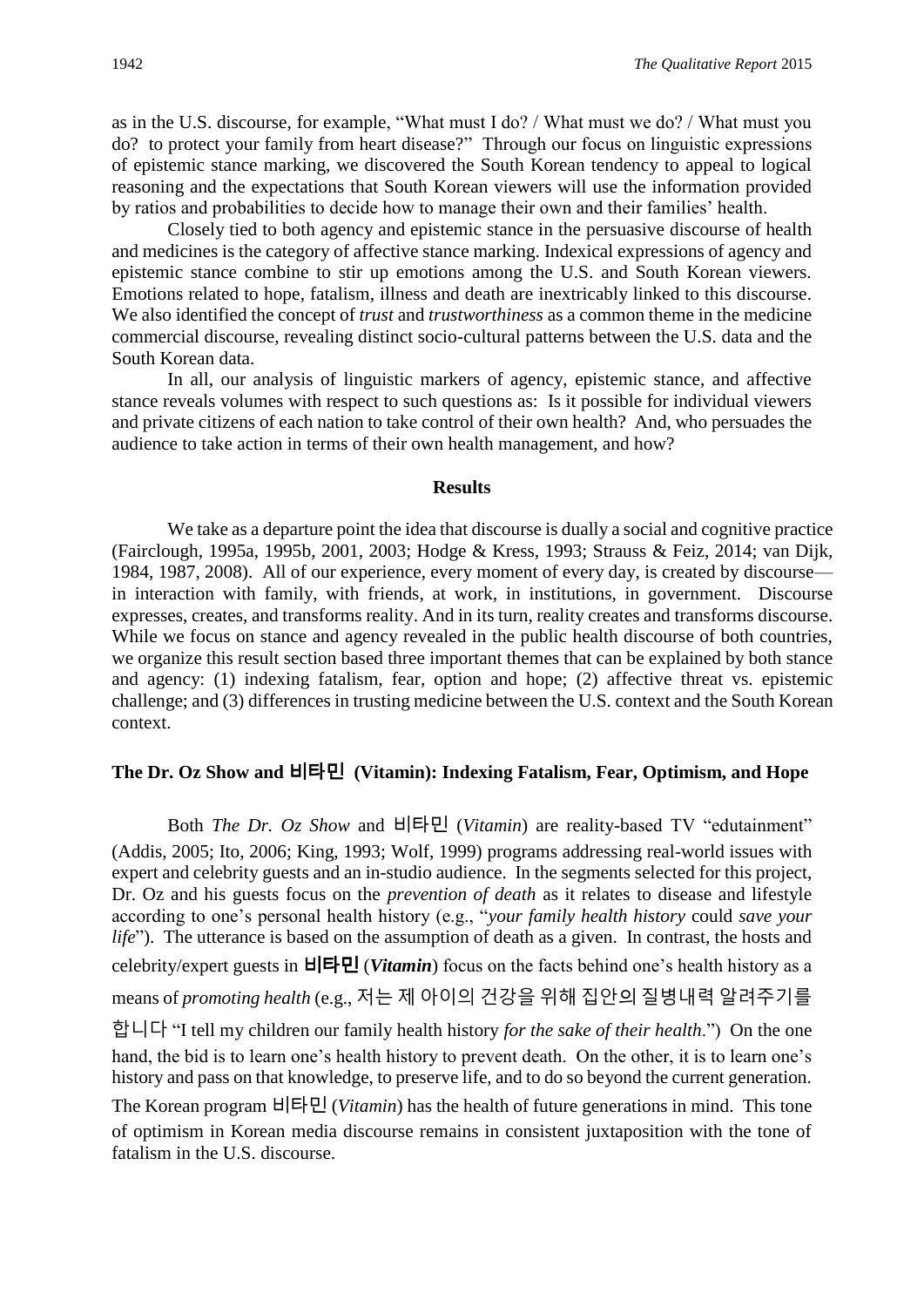as in the U.S. discourse, for example, "What must I do? / What must we do? / What must you do? to protect your family from heart disease?" Through our focus on linguistic expressions of epistemic stance marking, we discovered the South Korean tendency to appeal to logical reasoning and the expectations that South Korean viewers will use the information provided by ratios and probabilities to decide how to manage their own and their families' health.

Closely tied to both agency and epistemic stance in the persuasive discourse of health and medicines is the category of affective stance marking. Indexical expressions of agency and epistemic stance combine to stir up emotions among the U.S. and South Korean viewers. Emotions related to hope, fatalism, illness and death are inextricably linked to this discourse. We also identified the concept of *trust* and *trustworthiness* as a common theme in the medicine commercial discourse, revealing distinct socio-cultural patterns between the U.S. data and the South Korean data.

In all, our analysis of linguistic markers of agency, epistemic stance, and affective stance reveals volumes with respect to such questions as: Is it possible for individual viewers and private citizens of each nation to take control of their own health? And, who persuades the audience to take action in terms of their own health management, and how?

## Results

We take as a departure point the idea that discourse is dually a social and cognitive practice (Fairclough, 1995a, 1995b, 2001, 2003; Hodge & Kress, 1993; Strauss & Feiz, 2014; van Dijk, 1984, 1987, 2008). All of our experience, every moment of every day, is created by discourse—in interaction with family, with friends, at work, in institutions, in government. Discourse expresses, creates, and transforms reality. And in its turn, reality creates and transforms discourse. While we focus on stance and agency revealed in the public health discourse of both countries, we organize this result section based three important themes that can be explained by both stance and agency: (1) indexing fatalism, fear, option and hope; (2) affective threat vs. epistemic challenge; and (3) differences in trusting medicine between the U.S. context and the South Korean context.

### The Dr. Oz Show and 비타민 (Vitamin): Indexing Fatalism, Fear, Optimism, and Hope

Both *The Dr. Oz Show* and 비타민 (*Vitamin*) are reality-based TV "edutainment" (Addis, 2005; Ito, 2006; King, 1993; Wolf, 1999) programs addressing real-world issues with expert and celebrity guests and an in-studio audience. In the segments selected for this project, Dr. Oz and his guests focus on the *prevention of death* as it relates to disease and lifestyle according to one's personal health history (e.g., "*your family health history* could *save your life*"). The utterance is based on the assumption of death as a given. In contrast, the hosts and celebrity/expert guests in **비타민** (***Vitamin***) focus on the facts behind one's health history as a means of *promoting health* (e.g., 저는 제 아이의 건강을 위해 집안의 질병내력 알려주기를 합니다 "I tell my children our family health history *for the sake of their health*.") On the one hand, the bid is to learn one's health history to prevent death. On the other, it is to learn one's history and pass on that knowledge, to preserve life, and to do so beyond the current generation. The Korean program 비타민 (*Vitamin*) has the health of future generations in mind. This tone of optimism in Korean media discourse remains in consistent juxtaposition with the tone of fatalism in the U.S. discourse.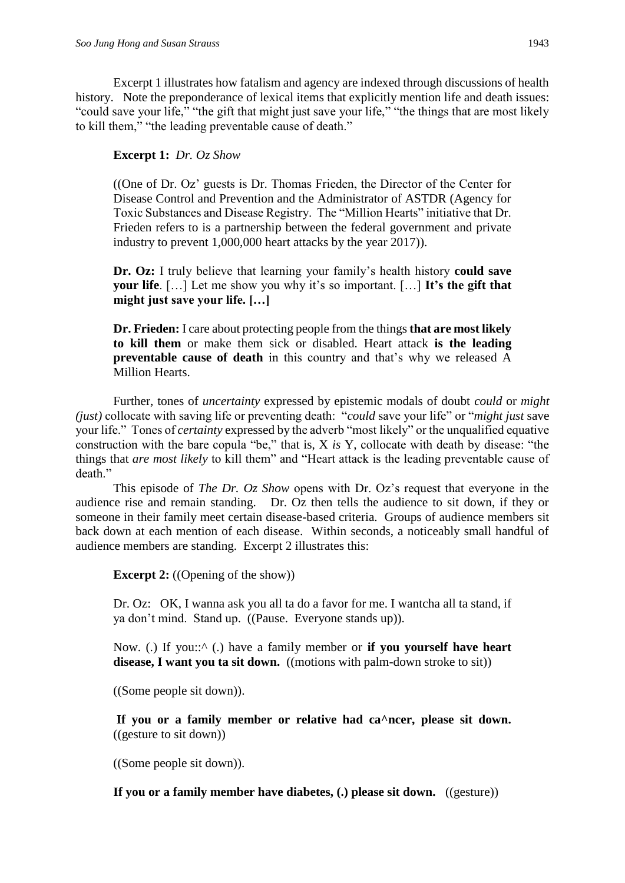Excerpt 1 illustrates how fatalism and agency are indexed through discussions of health history. Note the preponderance of lexical items that explicitly mention life and death issues: "could save your life," "the gift that might just save your life," "the things that are most likely to kill them," "the leading preventable cause of death."

**Excerpt 1:** *Dr. Oz Show*

((One of Dr. Oz' guests is Dr. Thomas Frieden, the Director of the Center for Disease Control and Prevention and the Administrator of ASTDR (Agency for Toxic Substances and Disease Registry. The "Million Hearts" initiative that Dr. Frieden refers to is a partnership between the federal government and private industry to prevent 1,000,000 heart attacks by the year 2017)).

**Dr. Oz:** I truly believe that learning your family's health history **could save your life**. […] Let me show you why it's so important. […] **It's the gift that might just save your life. […]**

**Dr. Frieden:** I care about protecting people from the things **that are most likely to kill them** or make them sick or disabled. Heart attack **is the leading preventable cause of death** in this country and that's why we released A Million Hearts.

Further, tones of *uncertainty* expressed by epistemic modals of doubt *could* or *might (just)* collocate with saving life or preventing death: "*could* save your life" or "*might just* save your life." Tones of *certainty* expressed by the adverb "most likely" or the unqualified equative construction with the bare copula "be," that is, X *is* Y, collocate with death by disease: "the things that *are most likely* to kill them" and "Heart attack is the leading preventable cause of death."

This episode of *The Dr. Oz Show* opens with Dr. Oz's request that everyone in the audience rise and remain standing. Dr. Oz then tells the audience to sit down, if they or someone in their family meet certain disease-based criteria. Groups of audience members sit back down at each mention of each disease. Within seconds, a noticeably small handful of audience members are standing. Excerpt 2 illustrates this:

**Excerpt 2:** ((Opening of the show))

Dr. Oz: OK, I wanna ask you all ta do a favor for me. I wantcha all ta stand, if ya don't mind. Stand up. ((Pause. Everyone stands up)).

Now. (.) If you::^ (.) have a family member or **if you yourself have heart disease, I want you ta sit down.** ((motions with palm-down stroke to sit))

((Some people sit down)).

**If you or a family member or relative had ca^ncer, please sit down.** ((gesture to sit down))

((Some people sit down)).

**If you or a family member have diabetes, (.) please sit down.** ((gesture))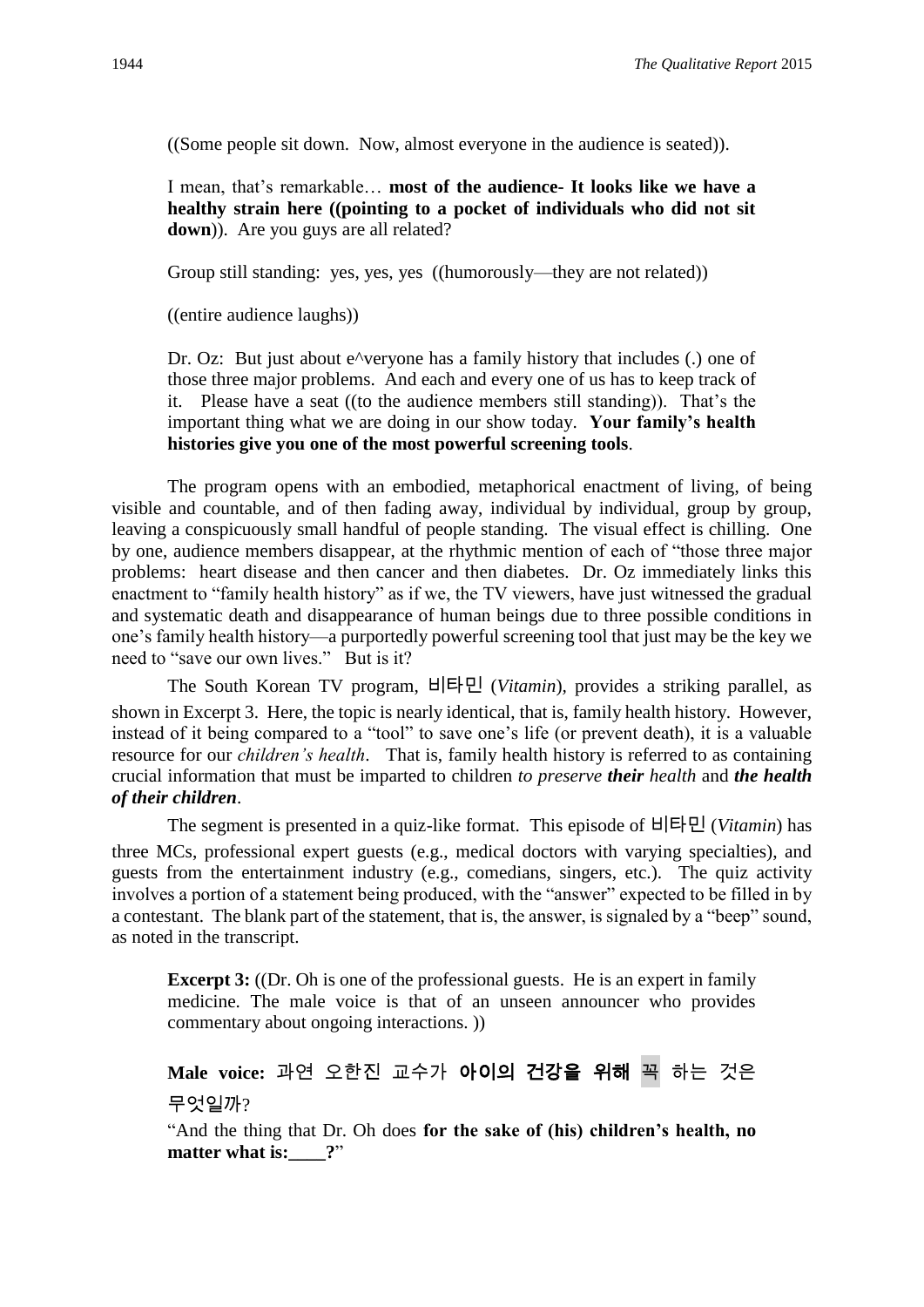((Some people sit down. Now, almost everyone in the audience is seated)).

I mean, that's remarkable… **most of the audience- It looks like we have a healthy strain here ((pointing to a pocket of individuals who did not sit down**)). Are you guys are all related?

Group still standing: yes, yes, yes ((humorously—they are not related))

((entire audience laughs))

Dr. Oz: But just about e^veryone has a family history that includes (.) one of those three major problems. And each and every one of us has to keep track of it. Please have a seat ((to the audience members still standing)). That's the important thing what we are doing in our show today. **Your family's health histories give you one of the most powerful screening tools**.

The program opens with an embodied, metaphorical enactment of living, of being visible and countable, and of then fading away, individual by individual, group by group, leaving a conspicuously small handful of people standing. The visual effect is chilling. One by one, audience members disappear, at the rhythmic mention of each of "those three major problems: heart disease and then cancer and then diabetes. Dr. Oz immediately links this enactment to "family health history" as if we, the TV viewers, have just witnessed the gradual and systematic death and disappearance of human beings due to three possible conditions in one's family health history—a purportedly powerful screening tool that just may be the key we need to "save our own lives." But is it?

The South Korean TV program, 비타민 (*Vitamin*), provides a striking parallel, as shown in Excerpt 3. Here, the topic is nearly identical, that is, family health history. However, instead of it being compared to a "tool" to save one's life (or prevent death), it is a valuable resource for our *children's health*. That is, family health history is referred to as containing crucial information that must be imparted to children *to preserve **their** health* and ***the health of their children***.

The segment is presented in a quiz-like format. This episode of 비타민 (*Vitamin*) has three MCs, professional expert guests (e.g., medical doctors with varying specialties), and guests from the entertainment industry (e.g., comedians, singers, etc.). The quiz activity involves a portion of a statement being produced, with the "answer" expected to be filled in by a contestant. The blank part of the statement, that is, the answer, is signaled by a "beep" sound, as noted in the transcript.

**Excerpt 3:** ((Dr. Oh is one of the professional guests. He is an expert in family medicine. The male voice is that of an unseen announcer who provides commentary about ongoing interactions. ))

**Male voice:** 과연 오한진 교수가 **아이의 건강을 위해** 꼭 하는 것은 무엇일까?

"And the thing that Dr. Oh does **for the sake of (his) children's health, no matter what is:____?**"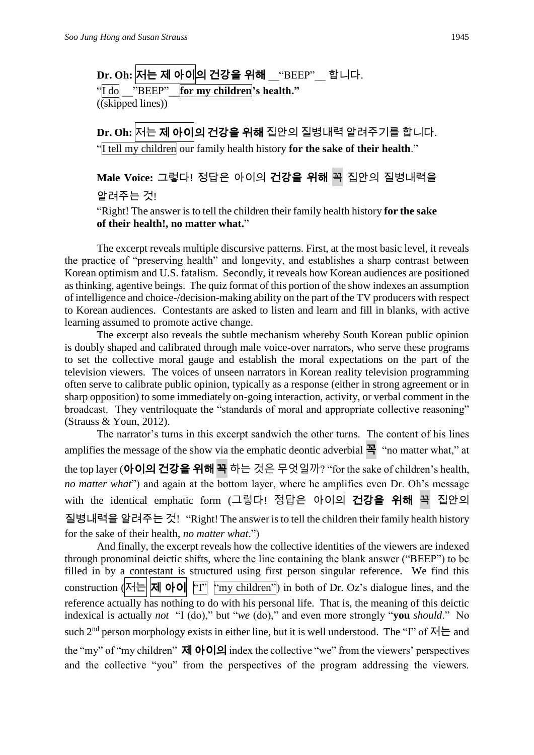**Dr. Oh:** **저는 제 아이**의 **건강을 위해** __"BEEP"__ 합니다.

"I do __"BEEP"__ **for my children's health."**

((skipped lines))

**Dr. Oh:** 저는 **제 아이의 건강을 위해** 집안의 질병내력 알려주기를 합니다.

"I tell my children our family health history **for the sake of their health**."

**Male Voice:** 그렇다! 정답은 아이의 **건강을 위해** 꼭 집안의 질병내력을 알려주는 것!

"Right! The answer is to tell the children their family health history **for the sake of their health!, no matter what.**"

The excerpt reveals multiple discursive patterns. First, at the most basic level, it reveals the practice of "preserving health" and longevity, and establishes a sharp contrast between Korean optimism and U.S. fatalism. Secondly, it reveals how Korean audiences are positioned as thinking, agentive beings. The quiz format of this portion of the show indexes an assumption of intelligence and choice-/decision-making ability on the part of the TV producers with respect to Korean audiences. Contestants are asked to listen and learn and fill in blanks, with active learning assumed to promote active change.

The excerpt also reveals the subtle mechanism whereby South Korean public opinion is doubly shaped and calibrated through male voice-over narrators, who serve these programs to set the collective moral gauge and establish the moral expectations on the part of the television viewers. The voices of unseen narrators in Korean reality television programming often serve to calibrate public opinion, typically as a response (either in strong agreement or in sharp opposition) to some immediately on-going interaction, activity, or verbal comment in the broadcast. They ventriloquate the "standards of moral and appropriate collective reasoning" (Strauss & Youn, 2012).

The narrator's turns in this excerpt sandwich the other turns. The content of his lines amplifies the message of the show via the emphatic deontic adverbial **꼭** "no matter what," at the top layer (**아이의 건강을 위해 꼭** 하는 것은 무엇일까? "for the sake of children's health, *no matter what*") and again at the bottom layer, where he amplifies even Dr. Oh's message with the identical emphatic form (그렇다! 정답은 아이의 **건강을 위해** 꼭 집안의 질병내력을 알려주는 것! "Right! The answer is to tell the children their family health history for the sake of their health, *no matter what*.")

And finally, the excerpt reveals how the collective identities of the viewers are indexed through pronominal deictic shifts, where the line containing the blank answer ("BEEP") to be filled in by a contestant is structured using first person singular reference. We find this construction (저는 **제 아이** "I" "my children") in both of Dr. Oz's dialogue lines, and the reference actually has nothing to do with his personal life. That is, the meaning of this deictic indexical is actually *not* "I (do)," but "*we* (do)," and even more strongly "**you** *should*." No such 2nd person morphology exists in either line, but it is well understood. The "I" of 저는 and the "my" of "my children" **제 아이의** index the collective "we" from the viewers' perspectives and the collective "you" from the perspectives of the program addressing the viewers.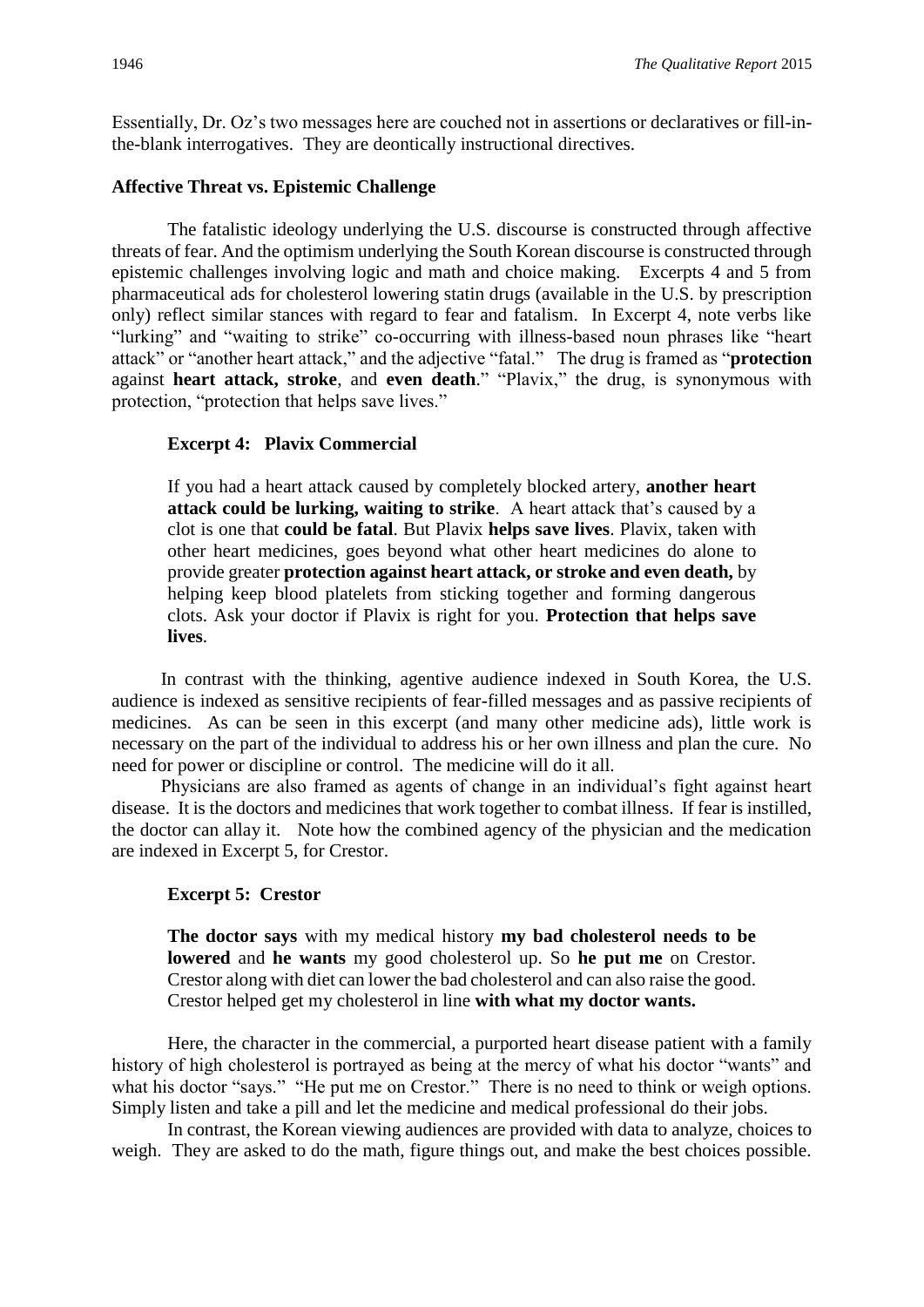Essentially, Dr. Oz's two messages here are couched not in assertions or declaratives or fill-in-the-blank interrogatives. They are deontically instructional directives.

### Affective Threat vs. Epistemic Challenge

The fatalistic ideology underlying the U.S. discourse is constructed through affective threats of fear. And the optimism underlying the South Korean discourse is constructed through epistemic challenges involving logic and math and choice making. Excerpts 4 and 5 from pharmaceutical ads for cholesterol lowering statin drugs (available in the U.S. by prescription only) reflect similar stances with regard to fear and fatalism. In Excerpt 4, note verbs like "lurking" and "waiting to strike" co-occurring with illness-based noun phrases like "heart attack" or "another heart attack," and the adjective "fatal." The drug is framed as "**protection** against **heart attack, stroke**, and **even death**." "Plavix," the drug, is synonymous with protection, "protection that helps save lives."

#### Excerpt 4: Plavix Commercial

> If you had a heart attack caused by completely blocked artery, **another heart attack could be lurking, waiting to strike**. A heart attack that's caused by a clot is one that **could be fatal**. But Plavix **helps save lives**. Plavix, taken with other heart medicines, goes beyond what other heart medicines do alone to provide greater **protection against heart attack, or stroke and even death,** by helping keep blood platelets from sticking together and forming dangerous clots. Ask your doctor if Plavix is right for you. **Protection that helps save lives**.

In contrast with the thinking, agentive audience indexed in South Korea, the U.S. audience is indexed as sensitive recipients of fear-filled messages and as passive recipients of medicines. As can be seen in this excerpt (and many other medicine ads), little work is necessary on the part of the individual to address his or her own illness and plan the cure. No need for power or discipline or control. The medicine will do it all.

Physicians are also framed as agents of change in an individual's fight against heart disease. It is the doctors and medicines that work together to combat illness. If fear is instilled, the doctor can allay it. Note how the combined agency of the physician and the medication are indexed in Excerpt 5, for Crestor.

#### Excerpt 5: Crestor

> **The doctor says** with my medical history **my bad cholesterol needs to be lowered** and **he wants** my good cholesterol up. So **he put me** on Crestor. Crestor along with diet can lower the bad cholesterol and can also raise the good. Crestor helped get my cholesterol in line **with what my doctor wants.**

Here, the character in the commercial, a purported heart disease patient with a family history of high cholesterol is portrayed as being at the mercy of what his doctor "wants" and what his doctor "says." "He put me on Crestor." There is no need to think or weigh options. Simply listen and take a pill and let the medicine and medical professional do their jobs.

In contrast, the Korean viewing audiences are provided with data to analyze, choices to weigh. They are asked to do the math, figure things out, and make the best choices possible.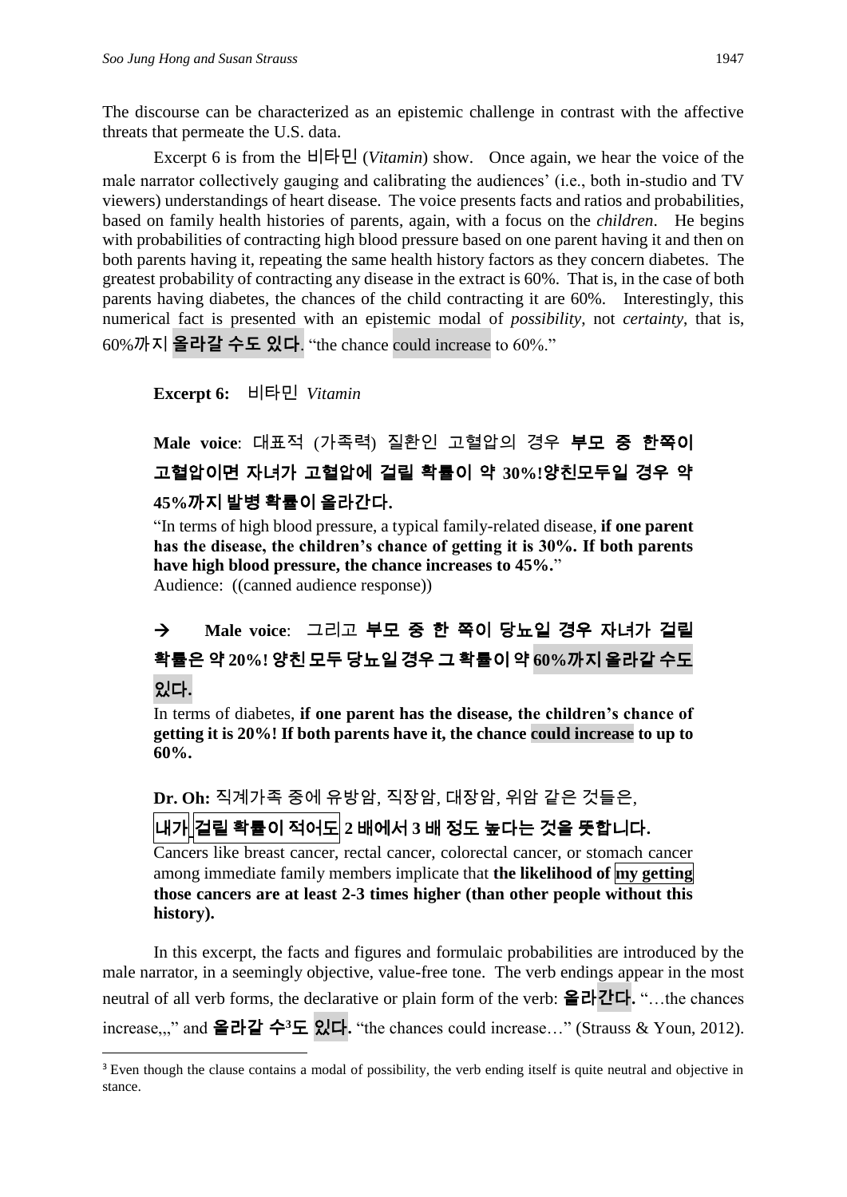The discourse can be characterized as an epistemic challenge in contrast with the affective threats that permeate the U.S. data.

Excerpt 6 is from the 비타민 (*Vitamin*) show. Once again, we hear the voice of the male narrator collectively gauging and calibrating the audiences' (i.e., both in-studio and TV viewers) understandings of heart disease. The voice presents facts and ratios and probabilities, based on family health histories of parents, again, with a focus on the *children*. He begins with probabilities of contracting high blood pressure based on one parent having it and then on both parents having it, repeating the same health history factors as they concern diabetes. The greatest probability of contracting any disease in the extract is 60%. That is, in the case of both parents having diabetes, the chances of the child contracting it are 60%. Interestingly, this numerical fact is presented with an epistemic modal of *possibility*, not *certainty*, that is, 60%까지 **올라갈 수도 있다**. "the chance could increase to 60%."

**Excerpt 6:** 비타민 *Vitamin*

**Male voice**: 대표적 (가족력) 질환인 고혈압의 경우 **부모 중 한쪽이 고혈압이면 자녀가 고혈압에 걸릴 확률이 약 30%!양친모두일 경우 약 45%까지 발병 확률이 올라간다.**

"In terms of high blood pressure, a typical family-related disease, **if one parent has the disease, the children's chance of getting it is 30%. If both parents have high blood pressure, the chance increases to 45%.**"

Audience: ((canned audience response))

→ **Male voice**: 그리고 **부모 중 한 쪽이 당뇨일 경우 자녀가 걸릴 확률은 약 20%! 양친 모두 당뇨일 경우 그 확률이 약 60%까지 올라갈 수도 있다.**

In terms of diabetes, **if one parent has the disease, the children's chance of getting it is 20%! If both parents have it, the chance could increase to up to 60%.**

**Dr. Oh:** 직계가족 중에 유방암, 직장암, 대장암, 위암 같은 것들은, **내가 걸릴 확률이 적어도 2 배에서 3 배 정도 높다는 것을 뜻합니다.**

Cancers like breast cancer, rectal cancer, colorectal cancer, or stomach cancer among immediate family members implicate that **the likelihood of my getting those cancers are at least 2-3 times higher (than other people without this history).**

In this excerpt, the facts and figures and formulaic probabilities are introduced by the male narrator, in a seemingly objective, value-free tone. The verb endings appear in the most neutral of all verb forms, the declarative or plain form of the verb: **올라간다.** "…the chances increase,,," and **올라갈 수**[3]**도 있다.** "the chances could increase…" (Strauss & Youn, 2012).

[3] Even though the clause contains a modal of possibility, the verb ending itself is quite neutral and objective in stance.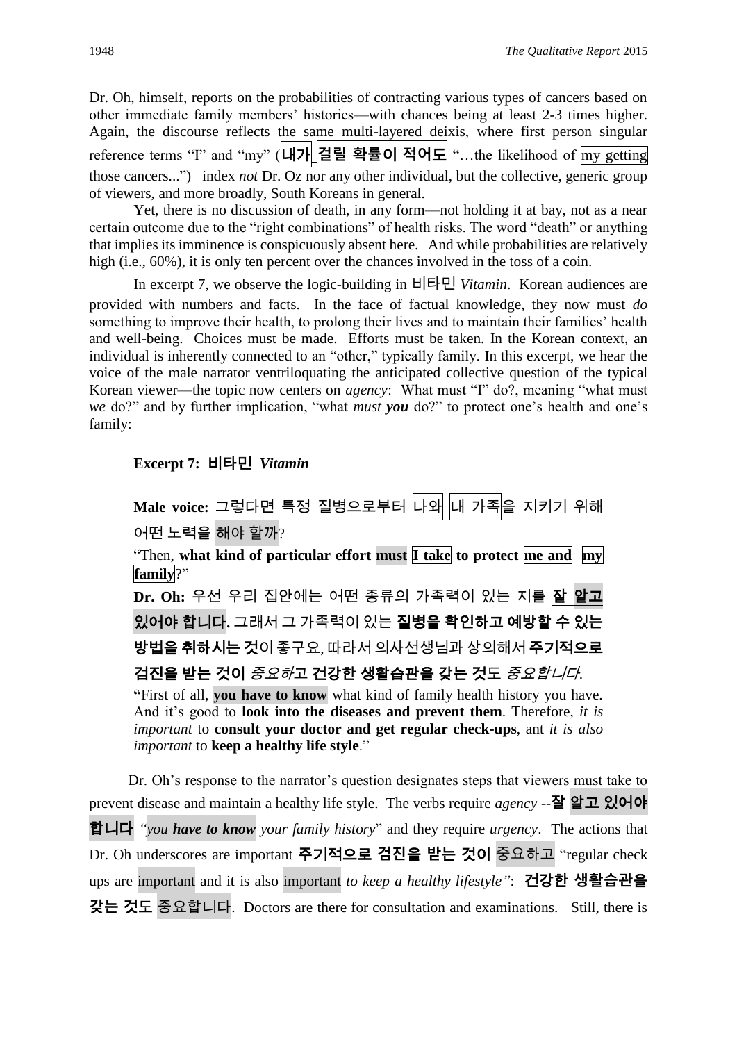Dr. Oh, himself, reports on the probabilities of contracting various types of cancers based on other immediate family members' histories—with chances being at least 2-3 times higher. Again, the discourse reflects the same multi-layered deixis, where first person singular reference terms "I" and "my" (**내가 걸릴 확률이 적어도** "…the likelihood of my getting those cancers...") index *not* Dr. Oz nor any other individual, but the collective, generic group of viewers, and more broadly, South Koreans in general.

Yet, there is no discussion of death, in any form—not holding it at bay, not as a near certain outcome due to the "right combinations" of health risks. The word "death" or anything that implies its imminence is conspicuously absent here. And while probabilities are relatively high (i.e., 60%), it is only ten percent over the chances involved in the toss of a coin.

In excerpt 7, we observe the logic-building in 비타민 *Vitamin*. Korean audiences are provided with numbers and facts. In the face of factual knowledge, they now must *do* something to improve their health, to prolong their lives and to maintain their families' health and well-being. Choices must be made. Efforts must be taken. In the Korean context, an individual is inherently connected to an "other," typically family. In this excerpt, we hear the voice of the male narrator ventriloquating the anticipated collective question of the typical Korean viewer—the topic now centers on *agency*: What must "I" do?, meaning "what must *we* do?" and by further implication, "what *must* ***you*** do?" to protect one's health and one's family:

**Excerpt 7: 비타민 *Vitamin***

> **Male voice:** 그렇다면 특정 질병으로부터 나와 내 가족을 지키기 위해 어떤 노력을 해야 할까?
>
> "Then, **what kind of particular effort must I take to protect me and my family**?"
>
> **Dr. Oh:** 우선 우리 집안에는 어떤 종류의 가족력이 있는 지를 **잘 알고 있어야 합니다.** 그래서 그 가족력이 있는 **질병을 확인하고 예방할 수 있는 방법을 취하시는 것**이 좋구요, 따라서 의사선생님과 상의해서 **주기적으로 검진을 받는 것이** *중요하*고 **건강한 생활습관을 갖는 것**도 *중요합니다*.
>
> **"**First of all, **you have to know** what kind of family health history you have. And it's good to **look into the diseases and prevent them**. Therefore, *it is important* to **consult your doctor and get regular check-ups**, ant *it is also important* to **keep a healthy life style**."

Dr. Oh's response to the narrator's question designates steps that viewers must take to prevent disease and maintain a healthy life style. The verbs require *agency* --**잘 알고 있어야 합니다** *"you **have to know** your family history*" and they require *urgency*. The actions that Dr. Oh underscores are important **주기적으로 검진을 받는 것이** 중요하고 "regular check ups are important and it is also important *to keep a healthy lifestyle"*: **건강한 생활습관을 갖는 것**도 중요합니다. Doctors are there for consultation and examinations. Still, there is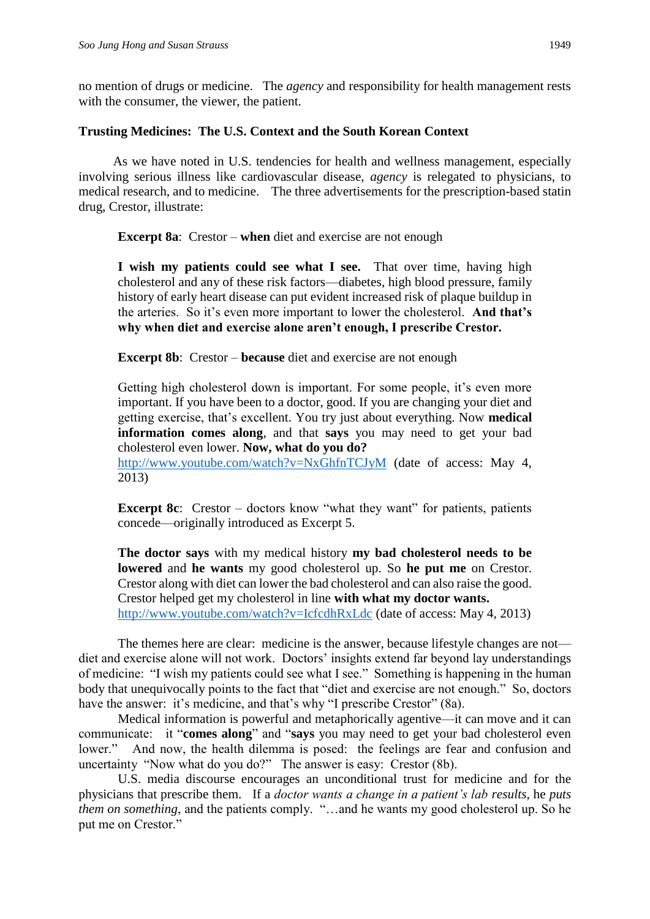no mention of drugs or medicine. The *agency* and responsibility for health management rests with the consumer, the viewer, the patient.

**Trusting Medicines: The U.S. Context and the South Korean Context**

As we have noted in U.S. tendencies for health and wellness management, especially involving serious illness like cardiovascular disease, *agency* is relegated to physicians, to medical research, and to medicine. The three advertisements for the prescription-based statin drug, Crestor, illustrate:

> **Excerpt 8a**: Crestor – **when** diet and exercise are not enough
>
> **I wish my patients could see what I see.** That over time, having high cholesterol and any of these risk factors—diabetes, high blood pressure, family history of early heart disease can put evident increased risk of plaque buildup in the arteries. So it's even more important to lower the cholesterol. **And that's why when diet and exercise alone aren't enough, I prescribe Crestor.**
>
> **Excerpt 8b**: Crestor – **because** diet and exercise are not enough
>
> Getting high cholesterol down is important. For some people, it's even more important. If you have been to a doctor, good. If you are changing your diet and getting exercise, that's excellent. You try just about everything. Now **medical information comes along**, and that **says** you may need to get your bad cholesterol even lower. **Now, what do you do?**
> http://www.youtube.com/watch?v=NxGhfnTCJyM (date of access: May 4, 2013)
>
> **Excerpt 8c**: Crestor – doctors know "what they want" for patients, patients concede—originally introduced as Excerpt 5.
>
> **The doctor says** with my medical history **my bad cholesterol needs to be lowered** and **he wants** my good cholesterol up. So **he put me** on Crestor. Crestor along with diet can lower the bad cholesterol and can also raise the good. Crestor helped get my cholesterol in line **with what my doctor wants.**
> http://www.youtube.com/watch?v=IcfcdhRxLdc (date of access: May 4, 2013)

The themes here are clear: medicine is the answer, because lifestyle changes are not—diet and exercise alone will not work. Doctors' insights extend far beyond lay understandings of medicine: "I wish my patients could see what I see." Something is happening in the human body that unequivocally points to the fact that "diet and exercise are not enough." So, doctors have the answer: it's medicine, and that's why "I prescribe Crestor" (8a).

Medical information is powerful and metaphorically agentive—it can move and it can communicate: it "**comes along**" and "**says** you may need to get your bad cholesterol even lower." And now, the health dilemma is posed: the feelings are fear and confusion and uncertainty "Now what do you do?" The answer is easy: Crestor (8b).

U.S. media discourse encourages an unconditional trust for medicine and for the physicians that prescribe them. If a *doctor wants a change in a patient's lab results*, he *puts them on something*, and the patients comply. "…and he wants my good cholesterol up. So he put me on Crestor."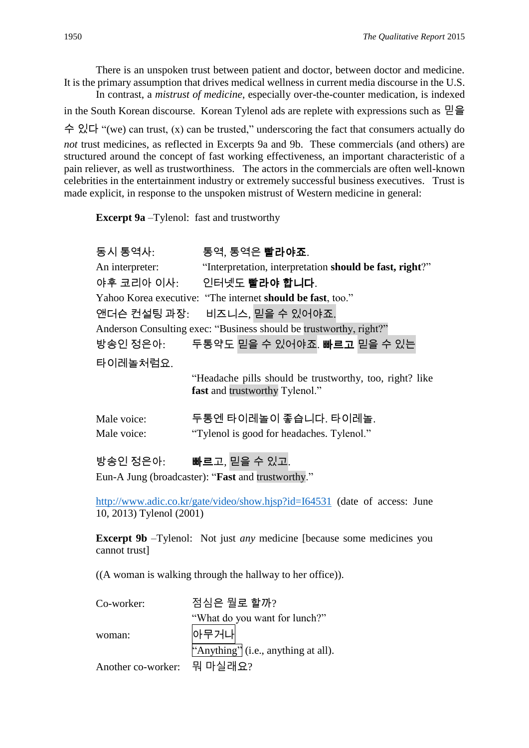There is an unspoken trust between patient and doctor, between doctor and medicine. It is the primary assumption that drives medical wellness in current media discourse in the U.S.

In contrast, a *mistrust of medicine*, especially over-the-counter medication, is indexed in the South Korean discourse. Korean Tylenol ads are replete with expressions such as 믿을 수 있다 "(we) can trust, (x) can be trusted," underscoring the fact that consumers actually do *not* trust medicines, as reflected in Excerpts 9a and 9b. These commercials (and others) are structured around the concept of fast working effectiveness, an important characteristic of a pain reliever, as well as trustworthiness. The actors in the commercials are often well-known celebrities in the entertainment industry or extremely successful business executives. Trust is made explicit, in response to the unspoken mistrust of Western medicine in general:

**Excerpt 9a** –Tylenol: fast and trustworthy

동시 통역사: 통역, 통역은 **빨라야죠**.
An interpreter: "Interpretation, interpretation **should be fast, right**?"
야후 코리아 이사: 인터넷도 **빨라야 합니다**.
Yahoo Korea executive: "The internet **should be fast**, too."
앤더슨 컨설팅 과장: 비즈니스, 믿을 수 있어야죠.
Anderson Consulting exec: "Business should be trustworthy, right?"
방송인 정은아: 두통약도 믿을 수 있어야죠. **빠르고** 믿을 수 있는 타이레놀처럼요.
"Headache pills should be trustworthy, too, right? like **fast** and trustworthy Tylenol."

Male voice: 두통엔 타이레놀이 좋습니다. 타이레놀.
Male voice: "Tylenol is good for headaches. Tylenol."

방송인 정은아: **빠르**고, 믿을 수 있고.
Eun-A Jung (broadcaster): "**Fast** and trustworthy."

http://www.adic.co.kr/gate/video/show.hjsp?id=I64531 (date of access: June 10, 2013) Tylenol (2001)

**Excerpt 9b** –Tylenol: Not just *any* medicine [because some medicines you cannot trust]

((A woman is walking through the hallway to her office)).

Co-worker: 점심은 뭘로 할까?
"What do you want for lunch?"
woman: 아무거나
"Anything" (i.e., anything at all).
Another co-worker: 뭐 마실래요?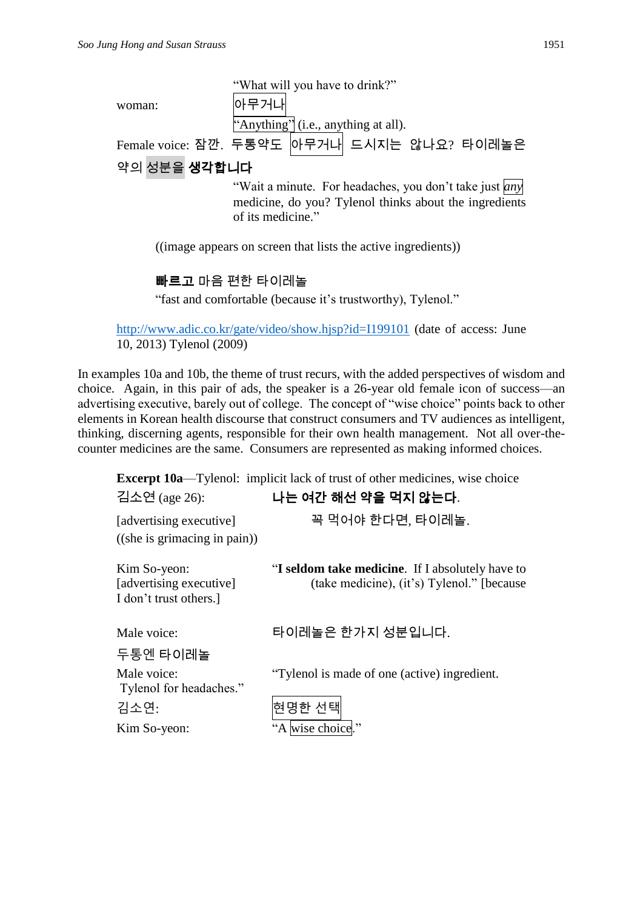"What will you have to drink?"

woman: 아무거나

"Anything" (i.e., anything at all).

Female voice: 잠깐. 두통약도 아무거나 드시지는 않나요? 타이레놀은 약의 성분을 **생각합니다**

"Wait a minute. For headaches, you don't take just *any* medicine, do you? Tylenol thinks about the ingredients of its medicine."

((image appears on screen that lists the active ingredients))

**빠르고** 마음 편한 타이레놀

"fast and comfortable (because it's trustworthy), Tylenol."

http://www.adic.co.kr/gate/video/show.hjsp?id=I199101 (date of access: June 10, 2013) Tylenol (2009)

In examples 10a and 10b, the theme of trust recurs, with the added perspectives of wisdom and choice. Again, in this pair of ads, the speaker is a 26-year old female icon of success—an advertising executive, barely out of college. The concept of "wise choice" points back to other elements in Korean health discourse that construct consumers and TV audiences as intelligent, thinking, discerning agents, responsible for their own health management. Not all over-the-counter medicines are the same. Consumers are represented as making informed choices.

**Excerpt 10a**—Tylenol: implicit lack of trust of other medicines, wise choice

김소연 (age 26): **나는 여간 해선 약을 먹지 않는다**.

[advertising executive] 꼭 먹어야 한다면, 타이레놀.

((she is grimacing in pain))

Kim So-yeon: [advertising executive] "**I seldom take medicine**. If I absolutely have to (take medicine), (it's) Tylenol." [because I don't trust others.]

Male voice: 타이레놀은 한가지 성분입니다.

두통엔 타이레놀

Male voice: "Tylenol is made of one (active) ingredient. Tylenol for headaches."

김소연: 현명한 선택

Kim So-yeon: "A wise choice."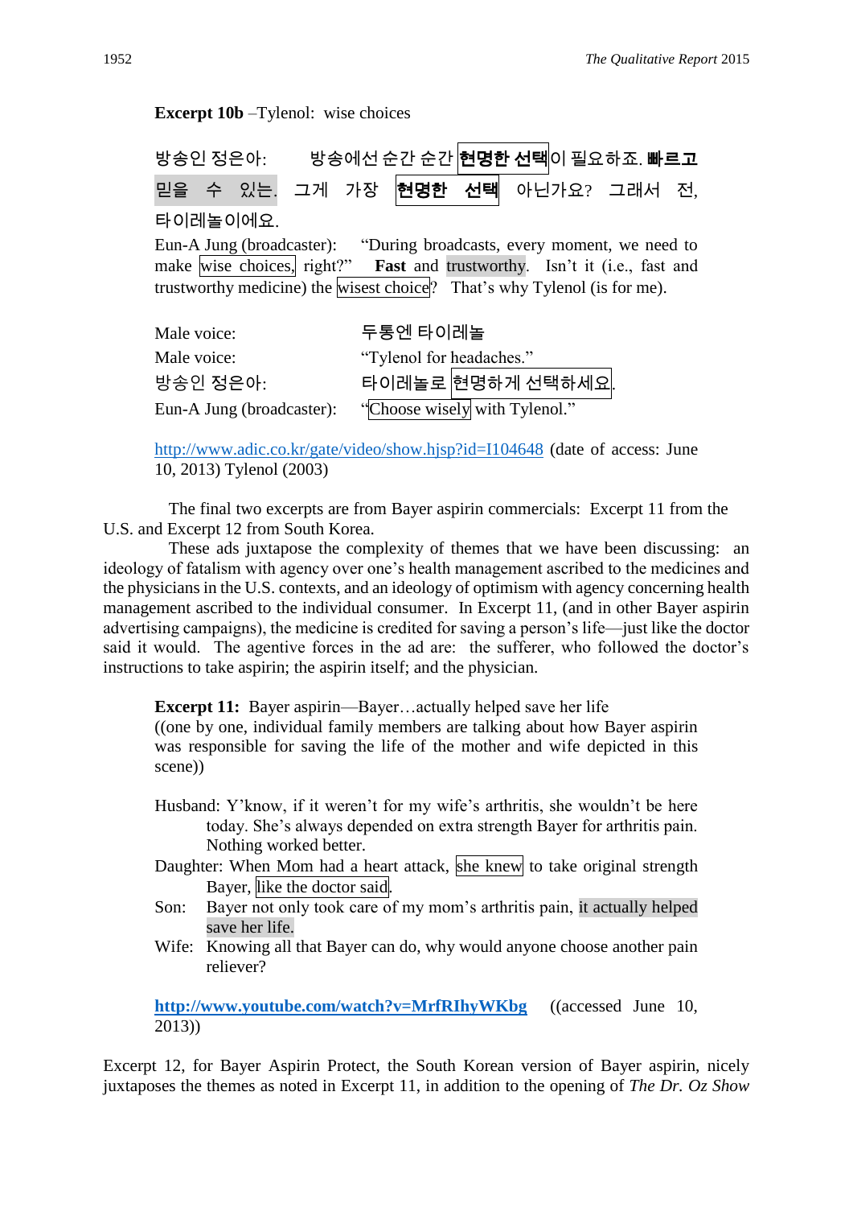**Excerpt 10b** –Tylenol: wise choices

방송인 정은아: 방송에선 순간 순간 **현명한 선택**이 필요하죠. **빠르고** 믿을 수 있는. 그게 가장 **현명한 선택** 아닌가요? 그래서 전, 타이레놀이에요.

Eun-A Jung (broadcaster): "During broadcasts, every moment, we need to make wise choices, right?" **Fast** and trustworthy. Isn't it (i.e., fast and trustworthy medicine) the wisest choice? That's why Tylenol (is for me).

Male voice: 두통엔 타이레놀

Male voice: "Tylenol for headaches."

방송인 정은아: 타이레놀로 현명하게 선택하세요.

Eun-A Jung (broadcaster): "Choose wisely with Tylenol."

http://www.adic.co.kr/gate/video/show.hjsp?id=I104648 (date of access: June 10, 2013) Tylenol (2003)

The final two excerpts are from Bayer aspirin commercials: Excerpt 11 from the U.S. and Excerpt 12 from South Korea.

These ads juxtapose the complexity of themes that we have been discussing: an ideology of fatalism with agency over one's health management ascribed to the medicines and the physicians in the U.S. contexts, and an ideology of optimism with agency concerning health management ascribed to the individual consumer. In Excerpt 11, (and in other Bayer aspirin advertising campaigns), the medicine is credited for saving a person's life—just like the doctor said it would. The agentive forces in the ad are: the sufferer, who followed the doctor's instructions to take aspirin; the aspirin itself; and the physician.

**Excerpt 11:** Bayer aspirin—Bayer…actually helped save her life
((one by one, individual family members are talking about how Bayer aspirin was responsible for saving the life of the mother and wife depicted in this scene))

Husband: Y'know, if it weren't for my wife's arthritis, she wouldn't be here today. She's always depended on extra strength Bayer for arthritis pain. Nothing worked better.

Daughter: When Mom had a heart attack, she knew to take original strength Bayer, like the doctor said.

Son: Bayer not only took care of my mom's arthritis pain, it actually helped save her life.

Wife: Knowing all that Bayer can do, why would anyone choose another pain reliever?

**http://www.youtube.com/watch?v=MrfRIhyWKbg** ((accessed June 10, 2013))

Excerpt 12, for Bayer Aspirin Protect, the South Korean version of Bayer aspirin, nicely juxtaposes the themes as noted in Excerpt 11, in addition to the opening of *The Dr. Oz Show*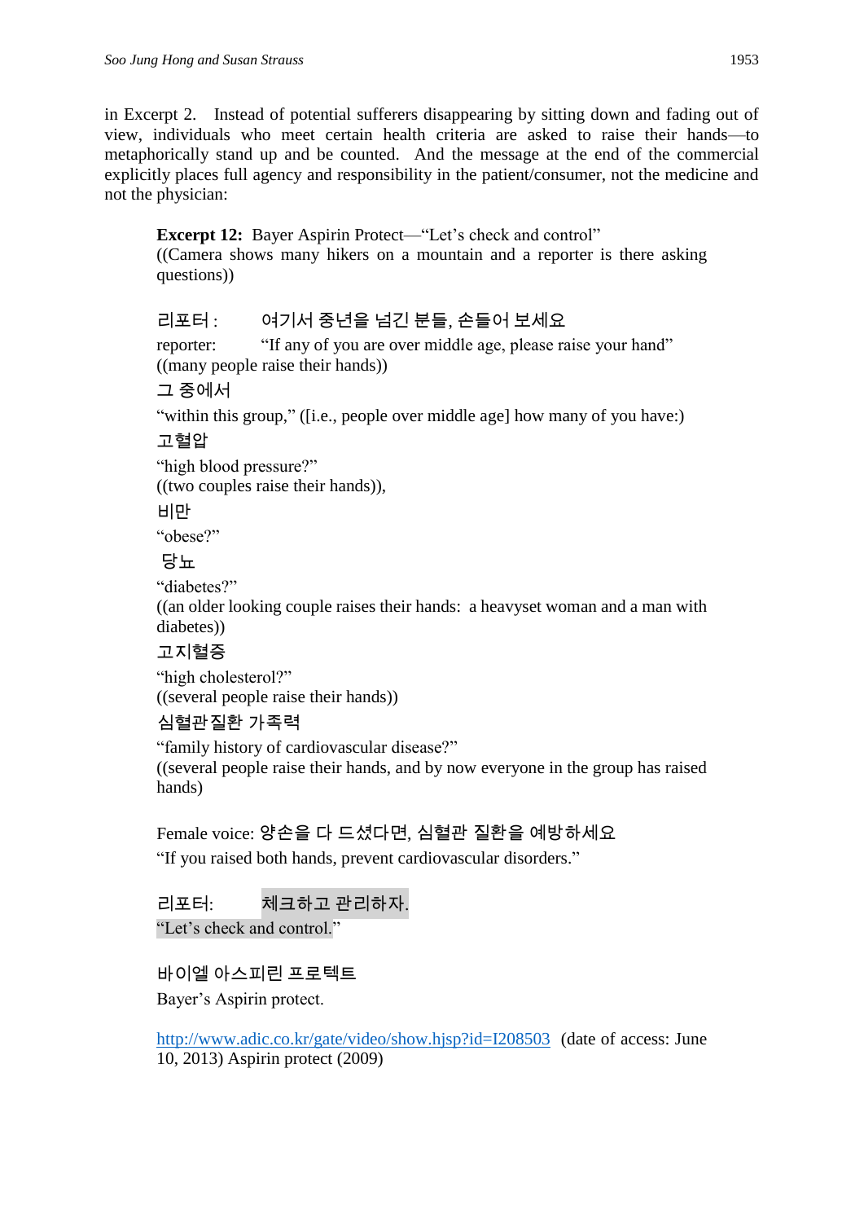in Excerpt 2. Instead of potential sufferers disappearing by sitting down and fading out of view, individuals who meet certain health criteria are asked to raise their hands—to metaphorically stand up and be counted. And the message at the end of the commercial explicitly places full agency and responsibility in the patient/consumer, not the medicine and not the physician:

> **Excerpt 12:** Bayer Aspirin Protect—"Let's check and control"
> ((Camera shows many hikers on a mountain and a reporter is there asking questions))
>
> 리포터 : 여기서 중년을 넘긴 분들, 손들어 보세요
> reporter: "If any of you are over middle age, please raise your hand"
> ((many people raise their hands))
> 그 중에서
> "within this group," ([i.e., people over middle age] how many of you have:)
> 고혈압
> "high blood pressure?"
> ((two couples raise their hands)),
> 비만
> "obese?"
> 당뇨
> "diabetes?"
> ((an older looking couple raises their hands: a heavyset woman and a man with diabetes))
> 고지혈증
> "high cholesterol?"
> ((several people raise their hands))
> 심혈관질환 가족력
> "family history of cardiovascular disease?"
> ((several people raise their hands, and by now everyone in the group has raised hands)
>
> Female voice: 양손을 다 드셨다면, 심혈관 질환을 예방하세요
> "If you raised both hands, prevent cardiovascular disorders."
>
> 리포터: 체크하고 관리하자.
> "Let's check and control."
>
> 바이엘 아스피린 프로텍트
> Bayer's Aspirin protect.
>
> http://www.adic.co.kr/gate/video/show.hjsp?id=I208503 (date of access: June 10, 2013) Aspirin protect (2009)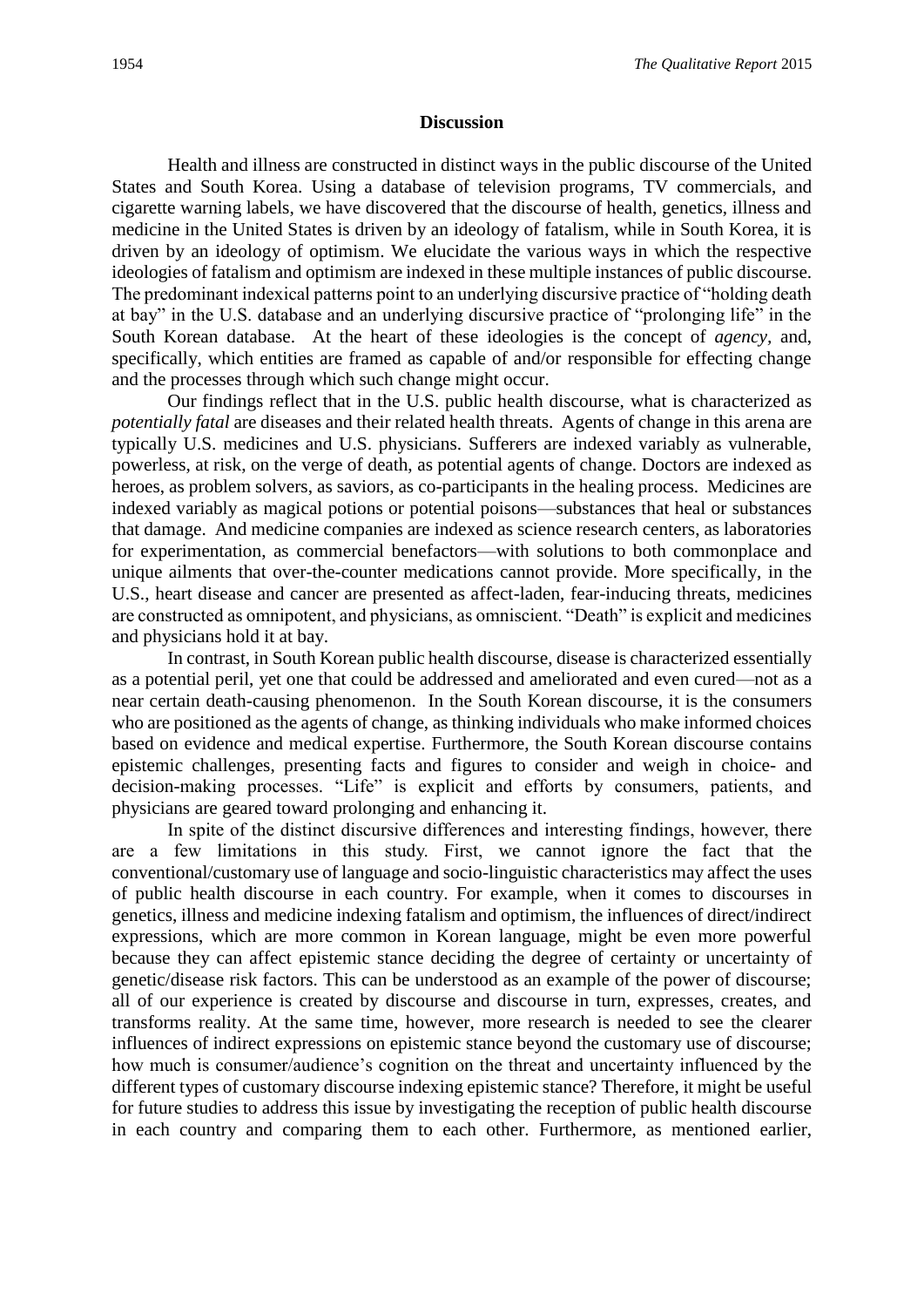## Discussion

Health and illness are constructed in distinct ways in the public discourse of the United States and South Korea. Using a database of television programs, TV commercials, and cigarette warning labels, we have discovered that the discourse of health, genetics, illness and medicine in the United States is driven by an ideology of fatalism, while in South Korea, it is driven by an ideology of optimism. We elucidate the various ways in which the respective ideologies of fatalism and optimism are indexed in these multiple instances of public discourse. The predominant indexical patterns point to an underlying discursive practice of "holding death at bay" in the U.S. database and an underlying discursive practice of "prolonging life" in the South Korean database. At the heart of these ideologies is the concept of *agency*, and, specifically, which entities are framed as capable of and/or responsible for effecting change and the processes through which such change might occur.

Our findings reflect that in the U.S. public health discourse, what is characterized as *potentially fatal* are diseases and their related health threats. Agents of change in this arena are typically U.S. medicines and U.S. physicians. Sufferers are indexed variably as vulnerable, powerless, at risk, on the verge of death, as potential agents of change. Doctors are indexed as heroes, as problem solvers, as saviors, as co-participants in the healing process. Medicines are indexed variably as magical potions or potential poisons—substances that heal or substances that damage. And medicine companies are indexed as science research centers, as laboratories for experimentation, as commercial benefactors—with solutions to both commonplace and unique ailments that over-the-counter medications cannot provide. More specifically, in the U.S., heart disease and cancer are presented as affect-laden, fear-inducing threats, medicines are constructed as omnipotent, and physicians, as omniscient. "Death" is explicit and medicines and physicians hold it at bay.

In contrast, in South Korean public health discourse, disease is characterized essentially as a potential peril, yet one that could be addressed and ameliorated and even cured—not as a near certain death-causing phenomenon. In the South Korean discourse, it is the consumers who are positioned as the agents of change, as thinking individuals who make informed choices based on evidence and medical expertise. Furthermore, the South Korean discourse contains epistemic challenges, presenting facts and figures to consider and weigh in choice- and decision-making processes. "Life" is explicit and efforts by consumers, patients, and physicians are geared toward prolonging and enhancing it.

In spite of the distinct discursive differences and interesting findings, however, there are a few limitations in this study. First, we cannot ignore the fact that the conventional/customary use of language and socio-linguistic characteristics may affect the uses of public health discourse in each country. For example, when it comes to discourses in genetics, illness and medicine indexing fatalism and optimism, the influences of direct/indirect expressions, which are more common in Korean language, might be even more powerful because they can affect epistemic stance deciding the degree of certainty or uncertainty of genetic/disease risk factors. This can be understood as an example of the power of discourse; all of our experience is created by discourse and discourse in turn, expresses, creates, and transforms reality. At the same time, however, more research is needed to see the clearer influences of indirect expressions on epistemic stance beyond the customary use of discourse; how much is consumer/audience's cognition on the threat and uncertainty influenced by the different types of customary discourse indexing epistemic stance? Therefore, it might be useful for future studies to address this issue by investigating the reception of public health discourse in each country and comparing them to each other. Furthermore, as mentioned earlier,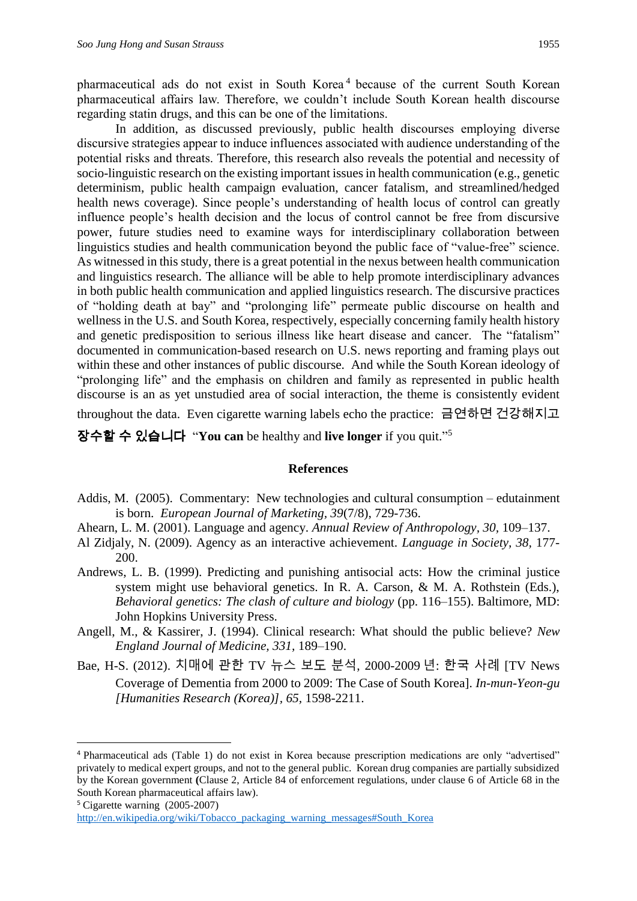pharmaceutical ads do not exist in South Korea[4] because of the current South Korean pharmaceutical affairs law. Therefore, we couldn't include South Korean health discourse regarding statin drugs, and this can be one of the limitations.

In addition, as discussed previously, public health discourses employing diverse discursive strategies appear to induce influences associated with audience understanding of the potential risks and threats. Therefore, this research also reveals the potential and necessity of socio-linguistic research on the existing important issues in health communication (e.g., genetic determinism, public health campaign evaluation, cancer fatalism, and streamlined/hedged health news coverage). Since people's understanding of health locus of control can greatly influence people's health decision and the locus of control cannot be free from discursive power, future studies need to examine ways for interdisciplinary collaboration between linguistics studies and health communication beyond the public face of "value-free" science. As witnessed in this study, there is a great potential in the nexus between health communication and linguistics research. The alliance will be able to help promote interdisciplinary advances in both public health communication and applied linguistics research. The discursive practices of "holding death at bay" and "prolonging life" permeate public discourse on health and wellness in the U.S. and South Korea, respectively, especially concerning family health history and genetic predisposition to serious illness like heart disease and cancer. The "fatalism" documented in communication-based research on U.S. news reporting and framing plays out within these and other instances of public discourse. And while the South Korean ideology of "prolonging life" and the emphasis on children and family as represented in public health discourse is an as yet unstudied area of social interaction, the theme is consistently evident throughout the data. Even cigarette warning labels echo the practice: 금연하면 건강해지고 **장수할 수 있습니다** "**You can** be healthy and **live longer** if you quit."[5]

## References

Addis, M. (2005). Commentary: New technologies and cultural consumption – edutainment is born. *European Journal of Marketing*, *39*(7/8), 729-736.

Ahearn, L. M. (2001). Language and agency. *Annual Review of Anthropology*, *30*, 109–137.

Al Zidjaly, N. (2009). Agency as an interactive achievement. *Language in Society, 38*, 177-200.

Andrews, L. B. (1999). Predicting and punishing antisocial acts: How the criminal justice system might use behavioral genetics. In R. A. Carson, & M. A. Rothstein (Eds.), *Behavioral genetics: The clash of culture and biology* (pp. 116–155). Baltimore, MD: John Hopkins University Press.

Angell, M., & Kassirer, J. (1994). Clinical research: What should the public believe? *New England Journal of Medicine, 331*, 189–190.

Bae, H-S. (2012). 치매에 관한 TV 뉴스 보도 분석, 2000-2009 년: 한국 사례 [TV News Coverage of Dementia from 2000 to 2009: The Case of South Korea]. *In-mun-Yeon-gu [Humanities Research (Korea)], 65*, 1598-2211.

---

[4] Pharmaceutical ads (Table 1) do not exist in Korea because prescription medications are only "advertised" privately to medical expert groups, and not to the general public. Korean drug companies are partially subsidized by the Korean government (Clause 2, Article 84 of enforcement regulations, under clause 6 of Article 68 in the South Korean pharmaceutical affairs law).

[5] Cigarette warning (2005-2007) http://en.wikipedia.org/wiki/Tobacco_packaging_warning_messages#South_Korea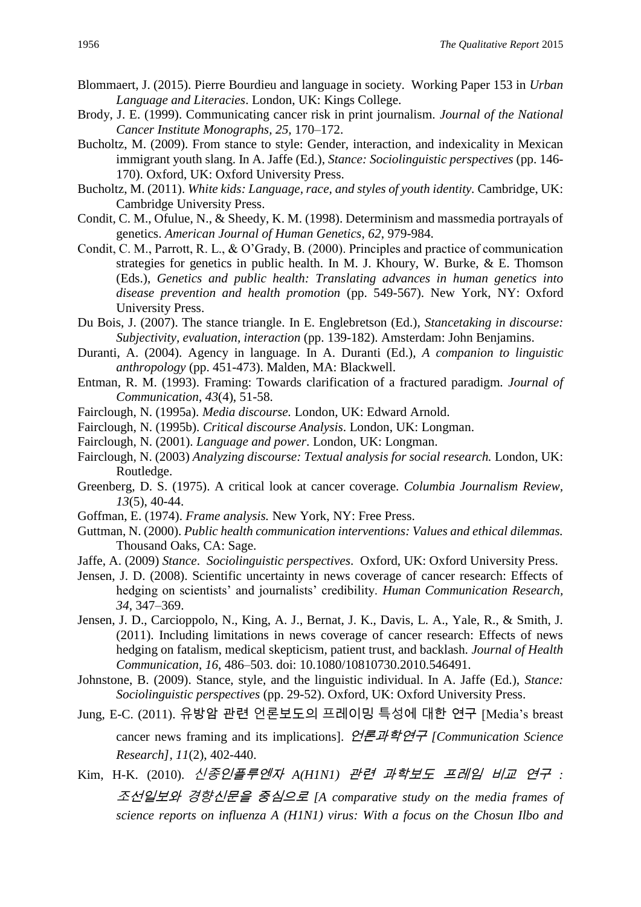Blommaert, J. (2015). Pierre Bourdieu and language in society. Working Paper 153 in *Urban Language and Literacies*. London, UK: Kings College.

Brody, J. E. (1999). Communicating cancer risk in print journalism. *Journal of the National Cancer Institute Monographs, 25*, 170–172.

Bucholtz, M. (2009). From stance to style: Gender, interaction, and indexicality in Mexican immigrant youth slang. In A. Jaffe (Ed.), *Stance: Sociolinguistic perspectives* (pp. 146-170). Oxford, UK: Oxford University Press.

Bucholtz, M. (2011). *White kids: Language, race, and styles of youth identity.* Cambridge, UK: Cambridge University Press.

Condit, C. M., Ofulue, N., & Sheedy, K. M. (1998). Determinism and massmedia portrayals of genetics. *American Journal of Human Genetics, 62*, 979-984.

Condit, C. M., Parrott, R. L., & O'Grady, B. (2000). Principles and practice of communication strategies for genetics in public health. In M. J. Khoury, W. Burke, & E. Thomson (Eds.), *Genetics and public health: Translating advances in human genetics into disease prevention and health promotion* (pp. 549-567). New York, NY: Oxford University Press.

Du Bois, J. (2007). The stance triangle. In E. Englebretson (Ed.), *Stancetaking in discourse: Subjectivity, evaluation, interaction* (pp. 139-182). Amsterdam: John Benjamins.

Duranti, A. (2004). Agency in language. In A. Duranti (Ed.), *A companion to linguistic anthropology* (pp. 451-473). Malden, MA: Blackwell.

Entman, R. M. (1993). Framing: Towards clarification of a fractured paradigm. *Journal of Communication, 43*(4), 51-58.

Fairclough, N. (1995a). *Media discourse.* London, UK: Edward Arnold.

Fairclough, N. (1995b). *Critical discourse Analysis*. London, UK: Longman.

Fairclough, N. (2001). *Language and power*. London, UK: Longman.

Fairclough, N. (2003) *Analyzing discourse: Textual analysis for social research.* London, UK: Routledge.

Greenberg, D. S. (1975). A critical look at cancer coverage. *Columbia Journalism Review, 13*(5), 40-44.

Goffman, E. (1974). *Frame analysis.* New York, NY: Free Press.

Guttman, N. (2000). *Public health communication interventions: Values and ethical dilemmas.* Thousand Oaks, CA: Sage.

Jaffe, A. (2009) *Stance. Sociolinguistic perspectives*. Oxford, UK: Oxford University Press.

Jensen, J. D. (2008). Scientific uncertainty in news coverage of cancer research: Effects of hedging on scientists' and journalists' credibility. *Human Communication Research, 34*, 347–369.

Jensen, J. D., Carcioppolo, N., King, A. J., Bernat, J. K., Davis, L. A., Yale, R., & Smith, J. (2011). Including limitations in news coverage of cancer research: Effects of news hedging on fatalism, medical skepticism, patient trust, and backlash. *Journal of Health Communication, 16*, 486–503. doi: 10.1080/10810730.2010.546491.

Johnstone, B. (2009). Stance, style, and the linguistic individual. In A. Jaffe (Ed.), *Stance: Sociolinguistic perspectives* (pp. 29-52). Oxford, UK: Oxford University Press.

Jung, E-C. (2011). 유방암 관련 언론보도의 프레이밍 특성에 대한 연구 [Media's breast cancer news framing and its implications]. *언론과학연구 [Communication Science Research], 11*(2), 402-440.

Kim, H-K. (2010). *신종인플루엔자 A(H1N1) 관련 과학보도 프레임 비교 연구 : 조선일보와 경향신문을 중심으로 [A comparative study on the media frames of science reports on influenza A (H1N1) virus: With a focus on the Chosun Ilbo and*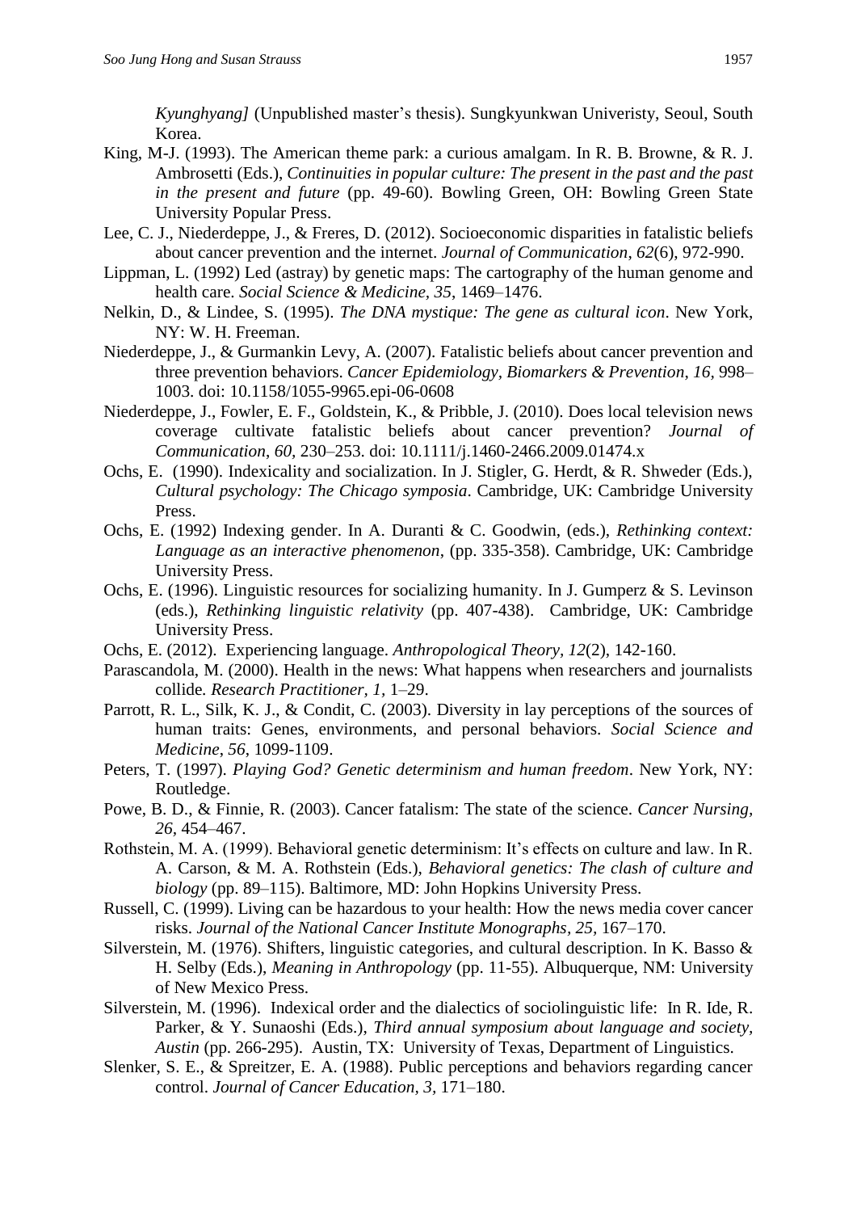*Kyunghyang]* (Unpublished master's thesis). Sungkyunkwan Univeristy, Seoul, South Korea.

King, M-J. (1993). The American theme park: a curious amalgam. In R. B. Browne, & R. J. Ambrosetti (Eds.), *Continuities in popular culture: The present in the past and the past in the present and future* (pp. 49-60). Bowling Green, OH: Bowling Green State University Popular Press.

Lee, C. J., Niederdeppe, J., & Freres, D. (2012). Socioeconomic disparities in fatalistic beliefs about cancer prevention and the internet. *Journal of Communication*, *62*(6), 972-990.

Lippman, L. (1992) Led (astray) by genetic maps: The cartography of the human genome and health care. *Social Science & Medicine*, *35*, 1469–1476.

Nelkin, D., & Lindee, S. (1995). *The DNA mystique: The gene as cultural icon*. New York, NY: W. H. Freeman.

Niederdeppe, J., & Gurmankin Levy, A. (2007). Fatalistic beliefs about cancer prevention and three prevention behaviors. *Cancer Epidemiology, Biomarkers & Prevention*, *16*, 998–1003. doi: 10.1158/1055-9965.epi-06-0608

Niederdeppe, J., Fowler, E. F., Goldstein, K., & Pribble, J. (2010). Does local television news coverage cultivate fatalistic beliefs about cancer prevention? *Journal of Communication*, *60*, 230–253. doi: 10.1111/j.1460-2466.2009.01474.x

Ochs, E. (1990). Indexicality and socialization. In J. Stigler, G. Herdt, & R. Shweder (Eds.), *Cultural psychology: The Chicago symposia*. Cambridge, UK: Cambridge University Press.

Ochs, E. (1992) Indexing gender. In A. Duranti & C. Goodwin, (eds.), *Rethinking context: Language as an interactive phenomenon*, (pp. 335-358). Cambridge, UK: Cambridge University Press.

Ochs, E. (1996). Linguistic resources for socializing humanity. In J. Gumperz & S. Levinson (eds.), *Rethinking linguistic relativity* (pp. 407-438). Cambridge, UK: Cambridge University Press.

Ochs, E. (2012). Experiencing language. *Anthropological Theory, 12*(2), 142-160.

Parascandola, M. (2000). Health in the news: What happens when researchers and journalists collide*. Research Practitioner, 1,* 1–29.

Parrott, R. L., Silk, K. J., & Condit, C. (2003). Diversity in lay perceptions of the sources of human traits: Genes, environments, and personal behaviors. *Social Science and Medicine*, *56*, 1099-1109.

Peters, T. (1997). *Playing God? Genetic determinism and human freedom*. New York, NY: Routledge.

Powe, B. D., & Finnie, R. (2003). Cancer fatalism: The state of the science. *Cancer Nursing, 26,* 454–467.

Rothstein, M. A. (1999). Behavioral genetic determinism: It's effects on culture and law. In R. A. Carson, & M. A. Rothstein (Eds.), *Behavioral genetics: The clash of culture and biology* (pp. 89–115). Baltimore, MD: John Hopkins University Press.

Russell, C. (1999). Living can be hazardous to your health: How the news media cover cancer risks. *Journal of the National Cancer Institute Monographs, 25,* 167–170.

Silverstein, M. (1976). Shifters, linguistic categories, and cultural description. In K. Basso & H. Selby (Eds.), *Meaning in Anthropology* (pp. 11-55). Albuquerque, NM: University of New Mexico Press.

Silverstein, M. (1996). Indexical order and the dialectics of sociolinguistic life: In R. Ide, R. Parker, & Y. Sunaoshi (Eds.), *Third annual symposium about language and society, Austin* (pp. 266-295). Austin, TX: University of Texas, Department of Linguistics.

Slenker, S. E., & Spreitzer, E. A. (1988). Public perceptions and behaviors regarding cancer control. *Journal of Cancer Education, 3,* 171–180.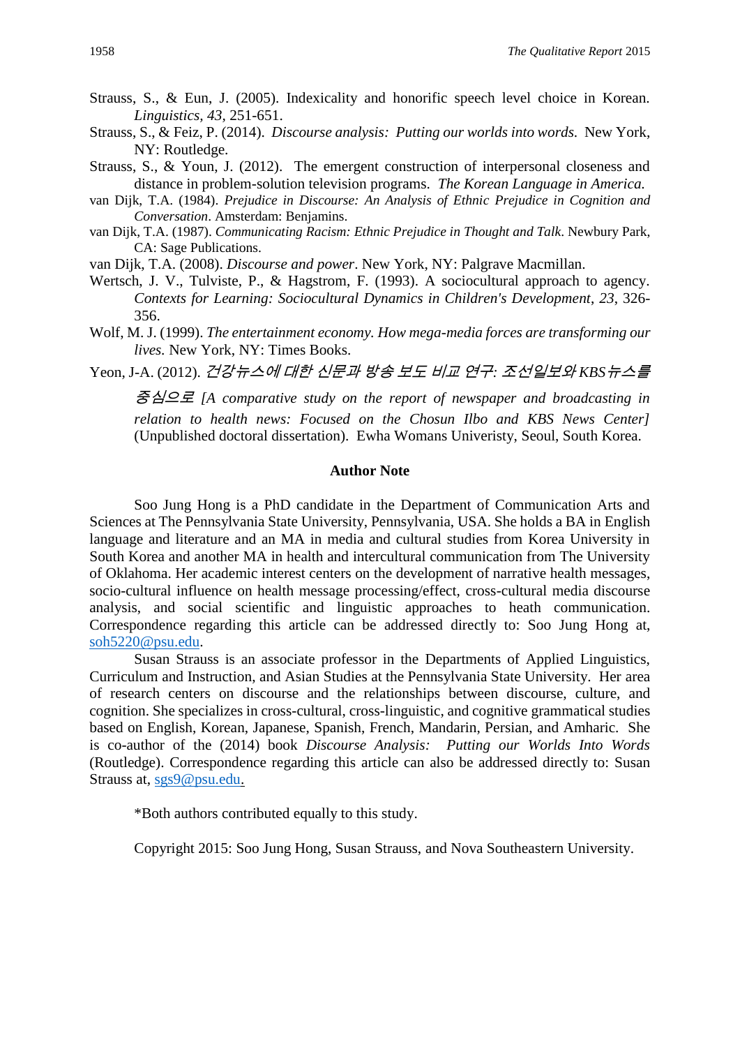Strauss, S., & Eun, J. (2005). Indexicality and honorific speech level choice in Korean. *Linguistics, 43,* 251-651.

Strauss, S., & Feiz, P. (2014). *Discourse analysis: Putting our worlds into words.* New York, NY: Routledge.

Strauss, S., & Youn, J. (2012). The emergent construction of interpersonal closeness and distance in problem-solution television programs. *The Korean Language in America.*

van Dijk, T.A. (1984). *Prejudice in Discourse: An Analysis of Ethnic Prejudice in Cognition and Conversation*. Amsterdam: Benjamins.

van Dijk, T.A. (1987). *Communicating Racism: Ethnic Prejudice in Thought and Talk*. Newbury Park, CA: Sage Publications.

van Dijk, T.A. (2008). *Discourse and power*. New York, NY: Palgrave Macmillan.

Wertsch, J. V., Tulviste, P., & Hagstrom, F. (1993). A sociocultural approach to agency. *Contexts for Learning: Sociocultural Dynamics in Children's Development*, *23*, 326-356.

Wolf, M. J. (1999). *The entertainment economy. How mega-media forces are transforming our lives.* New York, NY: Times Books.

Yeon, J-A. (2012). *건강뉴스에 대한 신문과 방송 보도 비교 연구: 조선일보와 KBS뉴스를 중심으로 [A comparative study on the report of newspaper and broadcasting in relation to health news: Focused on the Chosun Ilbo and KBS News Center]* (Unpublished doctoral dissertation). Ewha Womans Univeristy, Seoul, South Korea.

## Author Note

Soo Jung Hong is a PhD candidate in the Department of Communication Arts and Sciences at The Pennsylvania State University, Pennsylvania, USA. She holds a BA in English language and literature and an MA in media and cultural studies from Korea University in South Korea and another MA in health and intercultural communication from The University of Oklahoma. Her academic interest centers on the development of narrative health messages, socio-cultural influence on health message processing/effect, cross-cultural media discourse analysis, and social scientific and linguistic approaches to heath communication. Correspondence regarding this article can be addressed directly to: Soo Jung Hong at, soh5220@psu.edu.

Susan Strauss is an associate professor in the Departments of Applied Linguistics, Curriculum and Instruction, and Asian Studies at the Pennsylvania State University. Her area of research centers on discourse and the relationships between discourse, culture, and cognition. She specializes in cross-cultural, cross-linguistic, and cognitive grammatical studies based on English, Korean, Japanese, Spanish, French, Mandarin, Persian, and Amharic. She is co-author of the (2014) book *Discourse Analysis: Putting our Worlds Into Words* (Routledge). Correspondence regarding this article can also be addressed directly to: Susan Strauss at, sgs9@psu.edu.

*Both authors contributed equally to this study.

Copyright 2015: Soo Jung Hong, Susan Strauss, and Nova Southeastern University.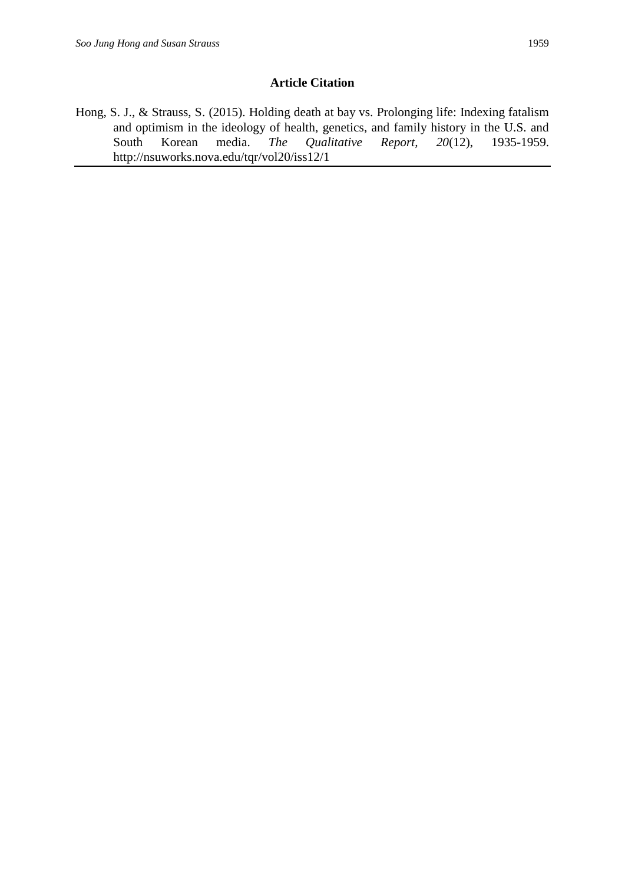## Article Citation

Hong, S. J., & Strauss, S. (2015). Holding death at bay vs. Prolonging life: Indexing fatalism and optimism in the ideology of health, genetics, and family history in the U.S. and South Korean media. *The Qualitative Report, 20*(12), 1935-1959. http://nsuworks.nova.edu/tqr/vol20/iss12/1